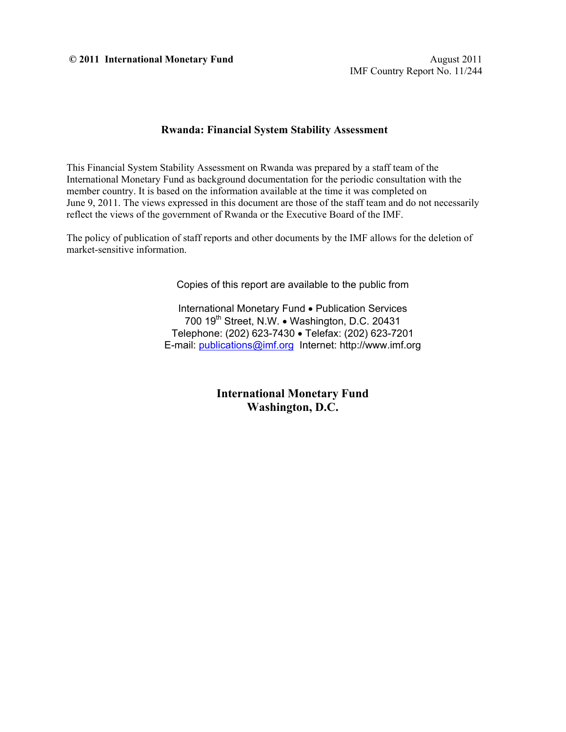**© 2011 International Monetary Fund**

August 2011
IMF Country Report No. 11/244

## Rwanda: Financial System Stability Assessment

This Financial System Stability Assessment on Rwanda was prepared by a staff team of the International Monetary Fund as background documentation for the periodic consultation with the member country. It is based on the information available at the time it was completed on June 9, 2011. The views expressed in this document are those of the staff team and do not necessarily reflect the views of the government of Rwanda or the Executive Board of the IMF.

The policy of publication of staff reports and other documents by the IMF allows for the deletion of market-sensitive information.

Copies of this report are available to the public from

International Monetary Fund • Publication Services
700 19th Street, N.W. • Washington, D.C. 20431
Telephone: (202) 623-7430 • Telefax: (202) 623-7201
E-mail: publications@imf.org Internet: http://www.imf.org

**International Monetary Fund**
**Washington, D.C.**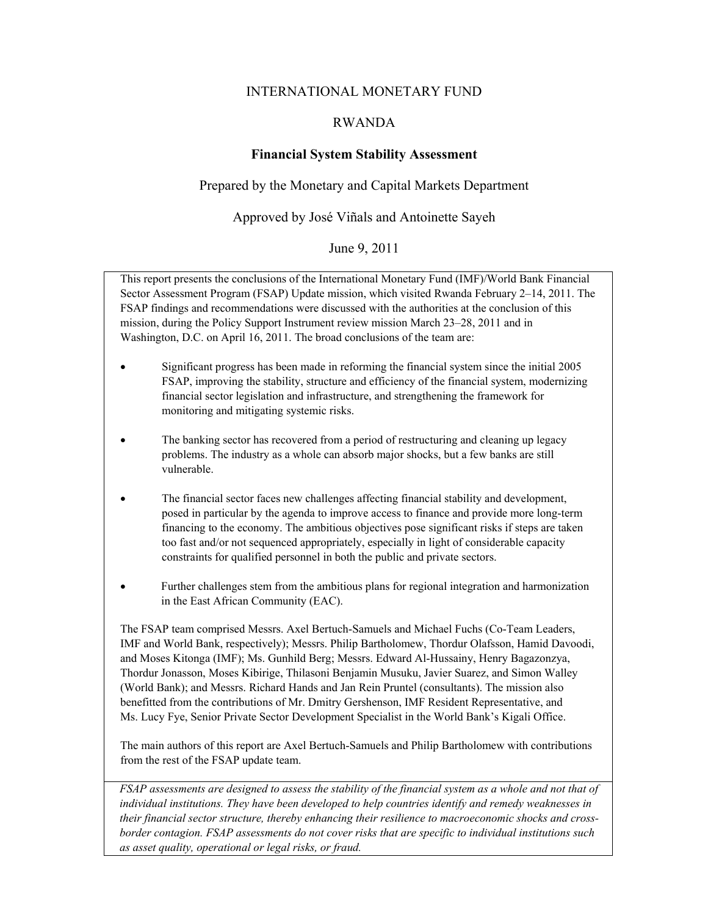INTERNATIONAL MONETARY FUND

RWANDA

**Financial System Stability Assessment**

Prepared by the Monetary and Capital Markets Department

Approved by José Viñals and Antoinette Sayeh

June 9, 2011

This report presents the conclusions of the International Monetary Fund (IMF)/World Bank Financial Sector Assessment Program (FSAP) Update mission, which visited Rwanda February 2–14, 2011. The FSAP findings and recommendations were discussed with the authorities at the conclusion of this mission, during the Policy Support Instrument review mission March 23–28, 2011 and in Washington, D.C. on April 16, 2011. The broad conclusions of the team are:

- Significant progress has been made in reforming the financial system since the initial 2005 FSAP, improving the stability, structure and efficiency of the financial system, modernizing financial sector legislation and infrastructure, and strengthening the framework for monitoring and mitigating systemic risks.
- The banking sector has recovered from a period of restructuring and cleaning up legacy problems. The industry as a whole can absorb major shocks, but a few banks are still vulnerable.
- The financial sector faces new challenges affecting financial stability and development, posed in particular by the agenda to improve access to finance and provide more long-term financing to the economy. The ambitious objectives pose significant risks if steps are taken too fast and/or not sequenced appropriately, especially in light of considerable capacity constraints for qualified personnel in both the public and private sectors.
- Further challenges stem from the ambitious plans for regional integration and harmonization in the East African Community (EAC).

The FSAP team comprised Messrs. Axel Bertuch-Samuels and Michael Fuchs (Co-Team Leaders, IMF and World Bank, respectively); Messrs. Philip Bartholomew, Thordur Olafsson, Hamid Davoodi, and Moses Kitonga (IMF); Ms. Gunhild Berg; Messrs. Edward Al-Hussainy, Henry Bagazonzya, Thordur Jonasson, Moses Kibirige, Thilasoni Benjamin Musuku, Javier Suarez, and Simon Walley (World Bank); and Messrs. Richard Hands and Jan Rein Pruntel (consultants). The mission also benefitted from the contributions of Mr. Dmitry Gershenson, IMF Resident Representative, and Ms. Lucy Fye, Senior Private Sector Development Specialist in the World Bank's Kigali Office.

The main authors of this report are Axel Bertuch-Samuels and Philip Bartholomew with contributions from the rest of the FSAP update team.

*FSAP assessments are designed to assess the stability of the financial system as a whole and not that of individual institutions. They have been developed to help countries identify and remedy weaknesses in their financial sector structure, thereby enhancing their resilience to macroeconomic shocks and cross-border contagion. FSAP assessments do not cover risks that are specific to individual institutions such as asset quality, operational or legal risks, or fraud.*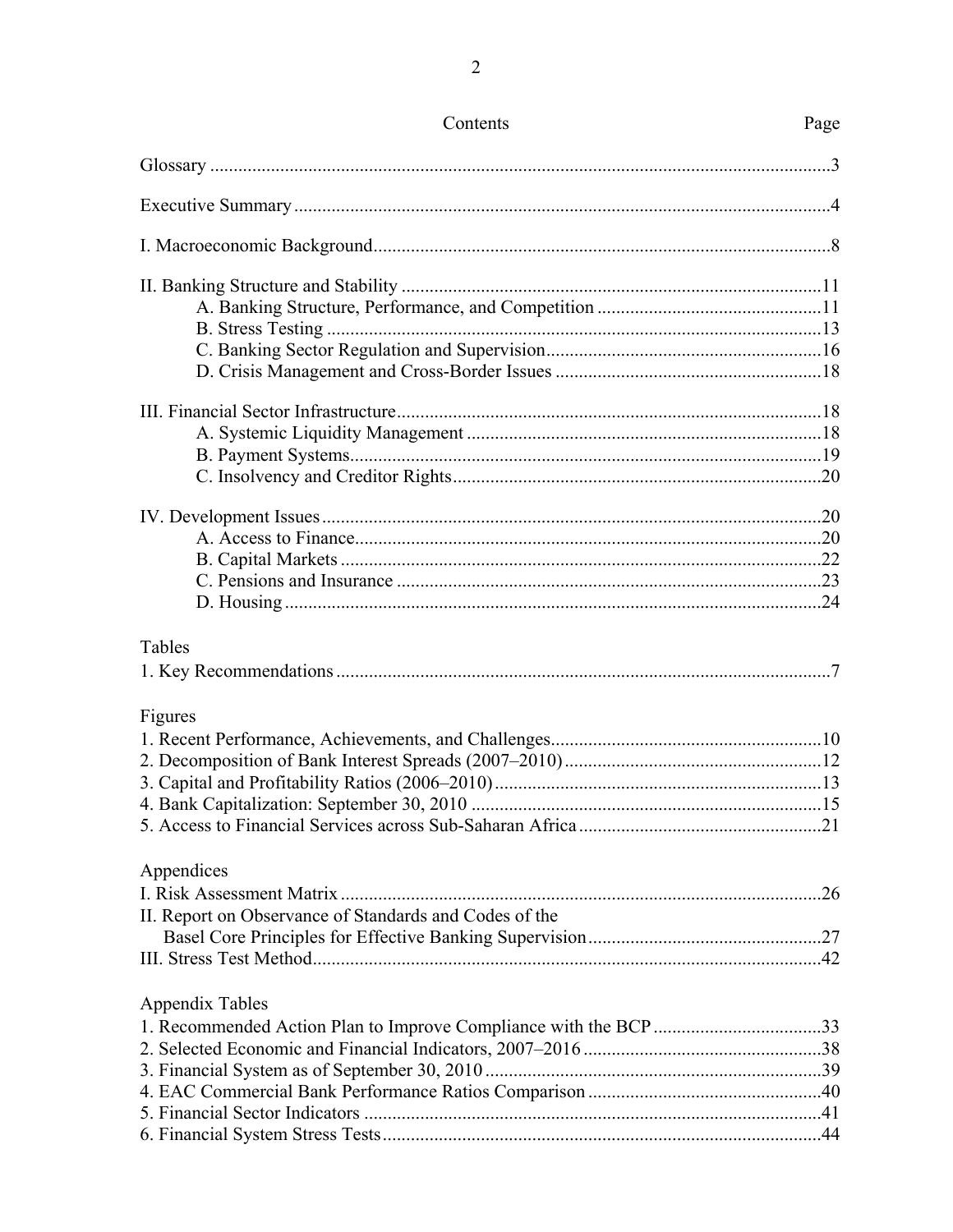# Contents

| | Page |
|---|---|
| Glossary | 3 |
| Executive Summary | 4 |
| I. Macroeconomic Background | 8 |
| II. Banking Structure and Stability | 11 |
| A. Banking Structure, Performance, and Competition | 11 |
| B. Stress Testing | 13 |
| C. Banking Sector Regulation and Supervision | 16 |
| D. Crisis Management and Cross-Border Issues | 18 |
| III. Financial Sector Infrastructure | 18 |
| A. Systemic Liquidity Management | 18 |
| B. Payment Systems | 19 |
| C. Insolvency and Creditor Rights | 20 |
| IV. Development Issues | 20 |
| A. Access to Finance | 20 |
| B. Capital Markets | 22 |
| C. Pensions and Insurance | 23 |
| D. Housing | 24 |

**Tables**

| | |
|---|---|
| 1. Key Recommendations | 7 |

**Figures**

| | |
|---|---|
| 1. Recent Performance, Achievements, and Challenges | 10 |
| 2. Decomposition of Bank Interest Spreads (2007–2010) | 12 |
| 3. Capital and Profitability Ratios (2006–2010) | 13 |
| 4. Bank Capitalization: September 30, 2010 | 15 |
| 5. Access to Financial Services across Sub-Saharan Africa | 21 |

**Appendices**

| | |
|---|---|
| I. Risk Assessment Matrix | 26 |
| II. Report on Observance of Standards and Codes of the Basel Core Principles for Effective Banking Supervision | 27 |
| III. Stress Test Method | 42 |

**Appendix Tables**

| | |
|---|---|
| 1. Recommended Action Plan to Improve Compliance with the BCP | 33 |
| 2. Selected Economic and Financial Indicators, 2007–2016 | 38 |
| 3. Financial System as of September 30, 2010 | 39 |
| 4. EAC Commercial Bank Performance Ratios Comparison | 40 |
| 5. Financial Sector Indicators | 41 |
| 6. Financial System Stress Tests | 44 |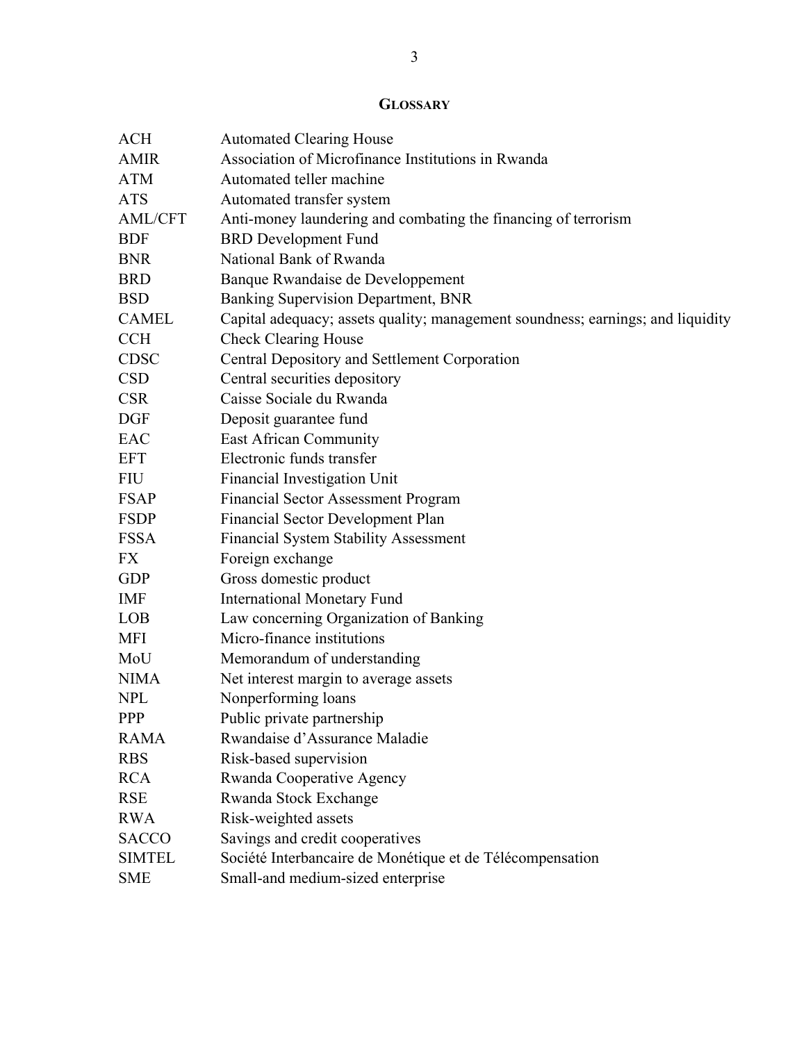## GLOSSARY

| | |
|---|---|
| ACH | Automated Clearing House |
| AMIR | Association of Microfinance Institutions in Rwanda |
| ATM | Automated teller machine |
| ATS | Automated transfer system |
| AML/CFT | Anti-money laundering and combating the financing of terrorism |
| BDF | BRD Development Fund |
| BNR | National Bank of Rwanda |
| BRD | Banque Rwandaise de Developpement |
| BSD | Banking Supervision Department, BNR |
| CAMEL | Capital adequacy; assets quality; management soundness; earnings; and liquidity |
| CCH | Check Clearing House |
| CDSC | Central Depository and Settlement Corporation |
| CSD | Central securities depository |
| CSR | Caisse Sociale du Rwanda |
| DGF | Deposit guarantee fund |
| EAC | East African Community |
| EFT | Electronic funds transfer |
| FIU | Financial Investigation Unit |
| FSAP | Financial Sector Assessment Program |
| FSDP | Financial Sector Development Plan |
| FSSA | Financial System Stability Assessment |
| FX | Foreign exchange |
| GDP | Gross domestic product |
| IMF | International Monetary Fund |
| LOB | Law concerning Organization of Banking |
| MFI | Micro-finance institutions |
| MoU | Memorandum of understanding |
| NIMA | Net interest margin to average assets |
| NPL | Nonperforming loans |
| PPP | Public private partnership |
| RAMA | Rwandaise d'Assurance Maladie |
| RBS | Risk-based supervision |
| RCA | Rwanda Cooperative Agency |
| RSE | Rwanda Stock Exchange |
| RWA | Risk-weighted assets |
| SACCO | Savings and credit cooperatives |
| SIMTEL | Société Interbancaire de Monétique et de Télécompensation |
| SME | Small-and medium-sized enterprise |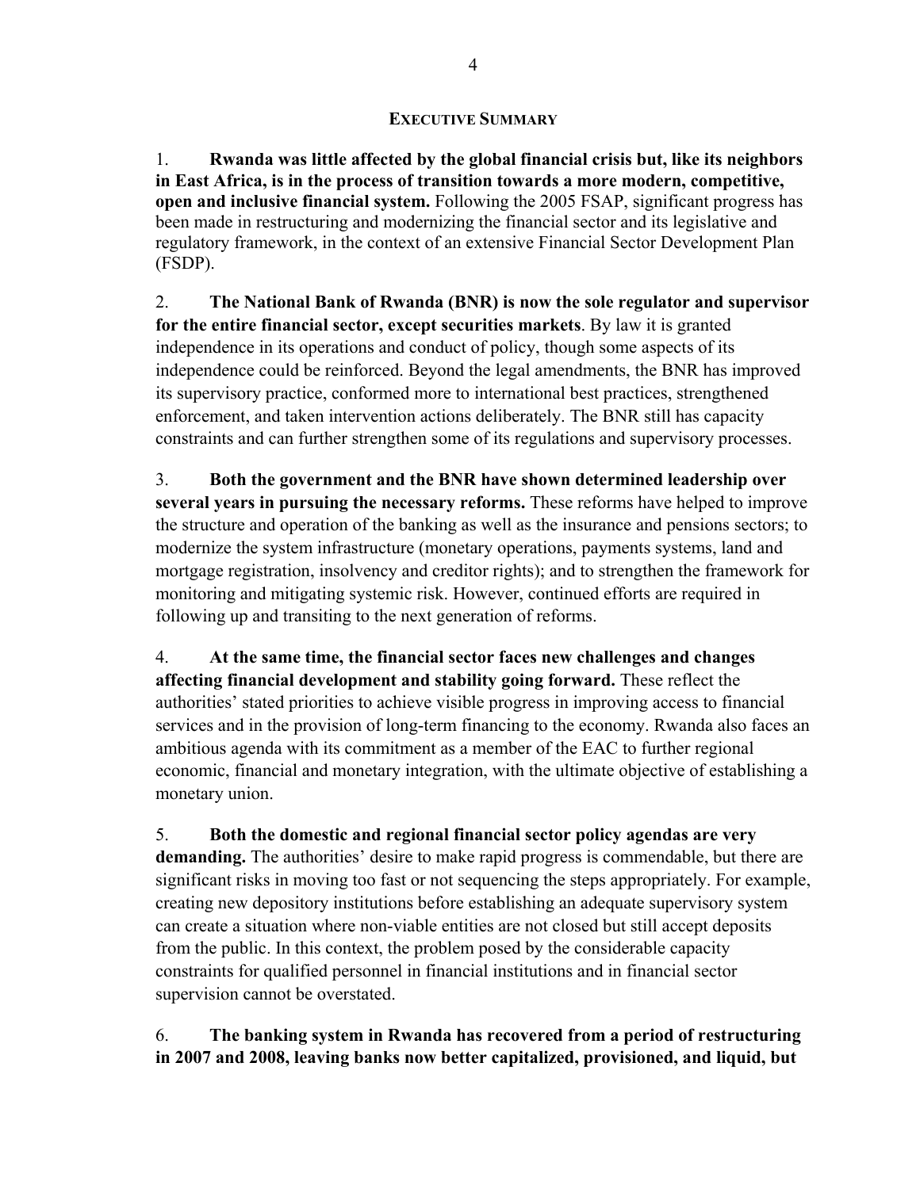## EXECUTIVE SUMMARY

1. **Rwanda was little affected by the global financial crisis but, like its neighbors in East Africa, is in the process of transition towards a more modern, competitive, open and inclusive financial system.** Following the 2005 FSAP, significant progress has been made in restructuring and modernizing the financial sector and its legislative and regulatory framework, in the context of an extensive Financial Sector Development Plan (FSDP).

2. **The National Bank of Rwanda (BNR) is now the sole regulator and supervisor for the entire financial sector, except securities markets**. By law it is granted independence in its operations and conduct of policy, though some aspects of its independence could be reinforced. Beyond the legal amendments, the BNR has improved its supervisory practice, conformed more to international best practices, strengthened enforcement, and taken intervention actions deliberately. The BNR still has capacity constraints and can further strengthen some of its regulations and supervisory processes.

3. **Both the government and the BNR have shown determined leadership over several years in pursuing the necessary reforms.** These reforms have helped to improve the structure and operation of the banking as well as the insurance and pensions sectors; to modernize the system infrastructure (monetary operations, payments systems, land and mortgage registration, insolvency and creditor rights); and to strengthen the framework for monitoring and mitigating systemic risk. However, continued efforts are required in following up and transiting to the next generation of reforms.

4. **At the same time, the financial sector faces new challenges and changes affecting financial development and stability going forward.** These reflect the authorities' stated priorities to achieve visible progress in improving access to financial services and in the provision of long-term financing to the economy. Rwanda also faces an ambitious agenda with its commitment as a member of the EAC to further regional economic, financial and monetary integration, with the ultimate objective of establishing a monetary union.

5. **Both the domestic and regional financial sector policy agendas are very demanding.** The authorities' desire to make rapid progress is commendable, but there are significant risks in moving too fast or not sequencing the steps appropriately. For example, creating new depository institutions before establishing an adequate supervisory system can create a situation where non-viable entities are not closed but still accept deposits from the public. In this context, the problem posed by the considerable capacity constraints for qualified personnel in financial institutions and in financial sector supervision cannot be overstated.

6. **The banking system in Rwanda has recovered from a period of restructuring in 2007 and 2008, leaving banks now better capitalized, provisioned, and liquid, but**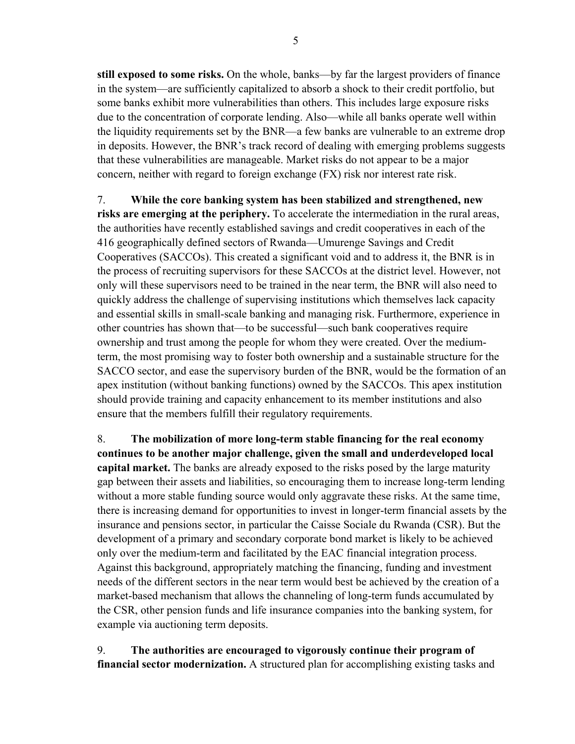**still exposed to some risks.** On the whole, banks—by far the largest providers of finance in the system—are sufficiently capitalized to absorb a shock to their credit portfolio, but some banks exhibit more vulnerabilities than others. This includes large exposure risks due to the concentration of corporate lending. Also—while all banks operate well within the liquidity requirements set by the BNR—a few banks are vulnerable to an extreme drop in deposits. However, the BNR's track record of dealing with emerging problems suggests that these vulnerabilities are manageable. Market risks do not appear to be a major concern, neither with regard to foreign exchange (FX) risk nor interest rate risk.

7. **While the core banking system has been stabilized and strengthened, new risks are emerging at the periphery.** To accelerate the intermediation in the rural areas, the authorities have recently established savings and credit cooperatives in each of the 416 geographically defined sectors of Rwanda—Umurenge Savings and Credit Cooperatives (SACCOs). This created a significant void and to address it, the BNR is in the process of recruiting supervisors for these SACCOs at the district level. However, not only will these supervisors need to be trained in the near term, the BNR will also need to quickly address the challenge of supervising institutions which themselves lack capacity and essential skills in small-scale banking and managing risk. Furthermore, experience in other countries has shown that—to be successful—such bank cooperatives require ownership and trust among the people for whom they were created. Over the medium-term, the most promising way to foster both ownership and a sustainable structure for the SACCO sector, and ease the supervisory burden of the BNR, would be the formation of an apex institution (without banking functions) owned by the SACCOs. This apex institution should provide training and capacity enhancement to its member institutions and also ensure that the members fulfill their regulatory requirements.

8. **The mobilization of more long-term stable financing for the real economy continues to be another major challenge, given the small and underdeveloped local capital market.** The banks are already exposed to the risks posed by the large maturity gap between their assets and liabilities, so encouraging them to increase long-term lending without a more stable funding source would only aggravate these risks. At the same time, there is increasing demand for opportunities to invest in longer-term financial assets by the insurance and pensions sector, in particular the Caisse Sociale du Rwanda (CSR). But the development of a primary and secondary corporate bond market is likely to be achieved only over the medium-term and facilitated by the EAC financial integration process. Against this background, appropriately matching the financing, funding and investment needs of the different sectors in the near term would best be achieved by the creation of a market-based mechanism that allows the channeling of long-term funds accumulated by the CSR, other pension funds and life insurance companies into the banking system, for example via auctioning term deposits.

9. **The authorities are encouraged to vigorously continue their program of financial sector modernization.** A structured plan for accomplishing existing tasks and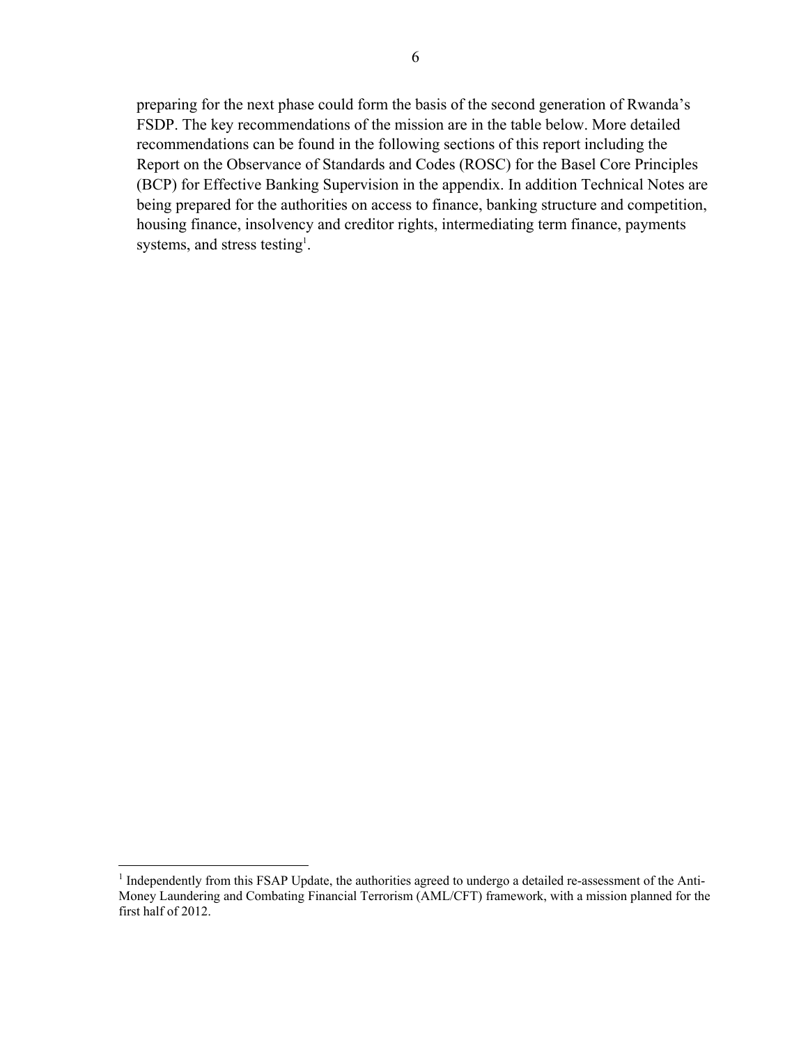preparing for the next phase could form the basis of the second generation of Rwanda's FSDP. The key recommendations of the mission are in the table below. More detailed recommendations can be found in the following sections of this report including the Report on the Observance of Standards and Codes (ROSC) for the Basel Core Principles (BCP) for Effective Banking Supervision in the appendix. In addition Technical Notes are being prepared for the authorities on access to finance, banking structure and competition, housing finance, insolvency and creditor rights, intermediating term finance, payments systems, and stress testing[1].

[1] Independently from this FSAP Update, the authorities agreed to undergo a detailed re-assessment of the Anti-Money Laundering and Combating Financial Terrorism (AML/CFT) framework, with a mission planned for the first half of 2012.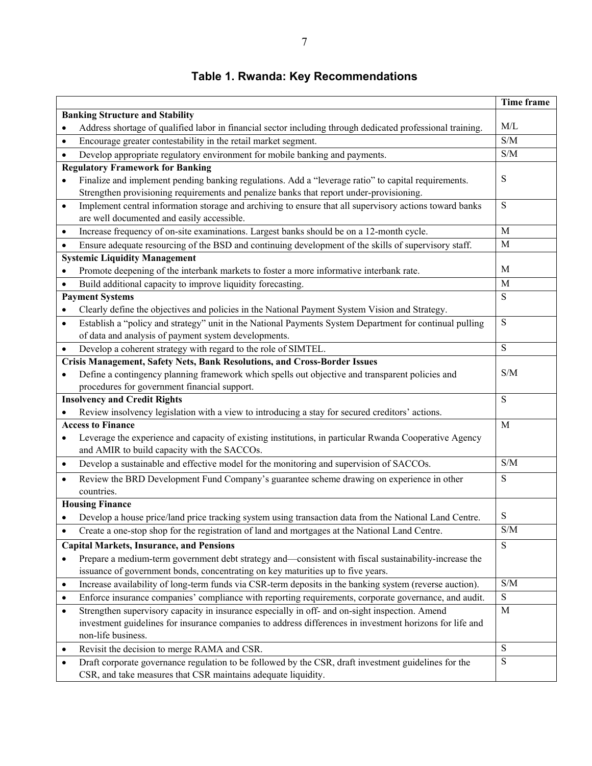### Table 1. Rwanda: Key Recommendations

| | Time frame |
|---|---|
| **Banking Structure and Stability** | |
| • Address shortage of qualified labor in financial sector including through dedicated professional training. | M/L |
| • Encourage greater contestability in the retail market segment. | S/M |
| • Develop appropriate regulatory environment for mobile banking and payments. | S/M |
| **Regulatory Framework for Banking** | |
| • Finalize and implement pending banking regulations. Add a "leverage ratio" to capital requirements. Strengthen provisioning requirements and penalize banks that report under-provisioning. | S |
| • Implement central information storage and archiving to ensure that all supervisory actions toward banks are well documented and easily accessible. | S |
| • Increase frequency of on-site examinations. Largest banks should be on a 12-month cycle. | M |
| • Ensure adequate resourcing of the BSD and continuing development of the skills of supervisory staff. | M |
| **Systemic Liquidity Management** | |
| • Promote deepening of the interbank markets to foster a more informative interbank rate. | M |
| • Build additional capacity to improve liquidity forecasting. | M |
| **Payment Systems** | |
| • Clearly define the objectives and policies in the National Payment System Vision and Strategy. | S |
| • Establish a "policy and strategy" unit in the National Payments System Department for continual pulling of data and analysis of payment system developments. | S |
| • Develop a coherent strategy with regard to the role of SIMTEL. | S |
| **Crisis Management, Safety Nets, Bank Resolutions, and Cross-Border Issues** | |
| • Define a contingency planning framework which spells out objective and transparent policies and procedures for government financial support. | S/M |
| **Insolvency and Credit Rights** | |
| • Review insolvency legislation with a view to introducing a stay for secured creditors' actions. | S |
| **Access to Finance** | |
| • Leverage the experience and capacity of existing institutions, in particular Rwanda Cooperative Agency and AMIR to build capacity with the SACCOs. | M |
| • Develop a sustainable and effective model for the monitoring and supervision of SACCOs. | S/M |
| • Review the BRD Development Fund Company's guarantee scheme drawing on experience in other countries. | S |
| **Housing Finance** | |
| • Develop a house price/land price tracking system using transaction data from the National Land Centre. | S |
| • Create a one-stop shop for the registration of land and mortgages at the National Land Centre. | S/M |
| **Capital Markets, Insurance, and Pensions** | |
| • Prepare a medium-term government debt strategy and—consistent with fiscal sustainability-increase the issuance of government bonds, concentrating on key maturities up to five years. | S |
| • Increase availability of long-term funds via CSR-term deposits in the banking system (reverse auction). | S/M |
| • Enforce insurance companies' compliance with reporting requirements, corporate governance, and audit. | S |
| • Strengthen supervisory capacity in insurance especially in off- and on-sight inspection. Amend investment guidelines for insurance companies to address differences in investment horizons for life and non-life business. | M |
| • Revisit the decision to merge RAMA and CSR. | S |
| • Draft corporate governance regulation to be followed by the CSR, draft investment guidelines for the CSR, and take measures that CSR maintains adequate liquidity. | S |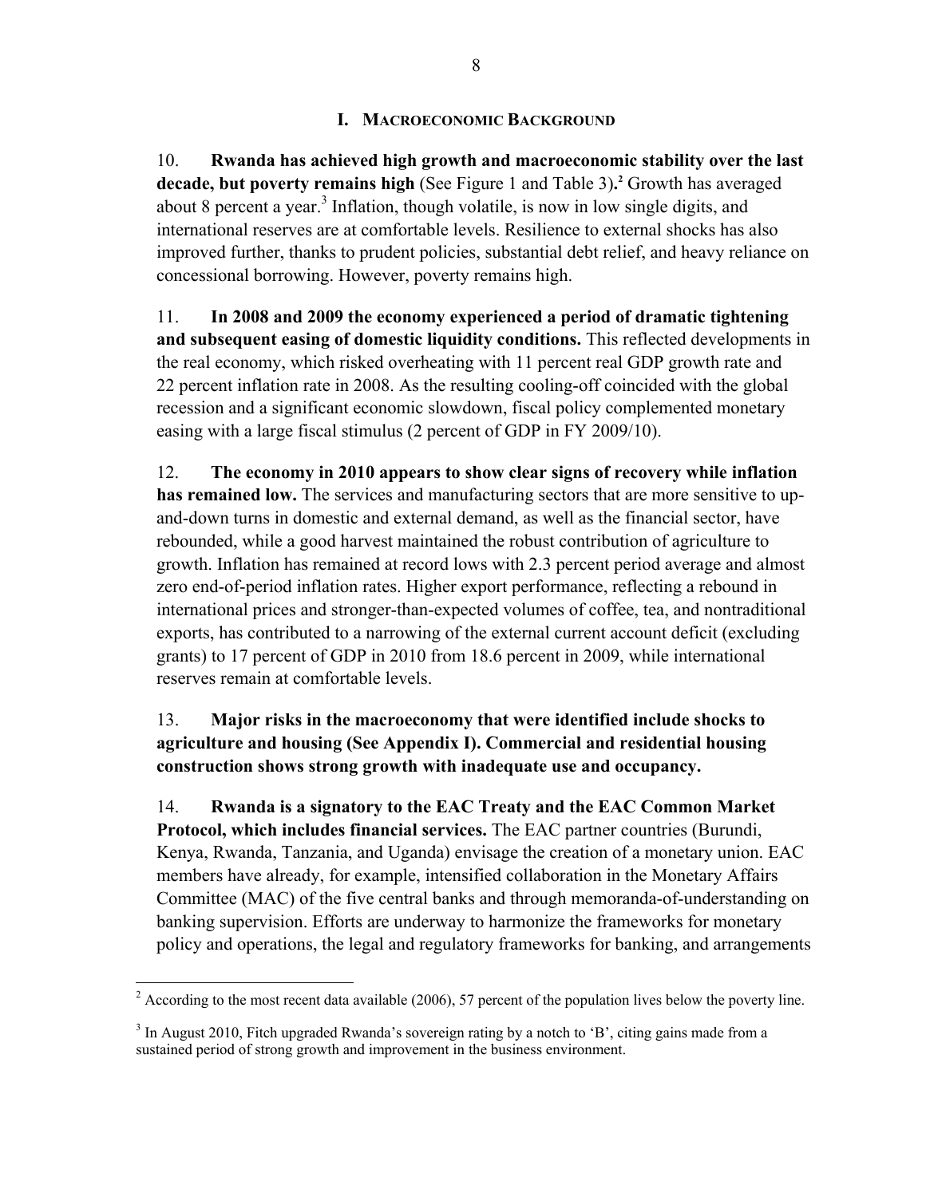## I. MACROECONOMIC BACKGROUND

10. **Rwanda has achieved high growth and macroeconomic stability over the last decade, but poverty remains high** (See Figure 1 and Table 3)**.**[2] Growth has averaged about 8 percent a year.[3] Inflation, though volatile, is now in low single digits, and international reserves are at comfortable levels. Resilience to external shocks has also improved further, thanks to prudent policies, substantial debt relief, and heavy reliance on concessional borrowing. However, poverty remains high.

11. **In 2008 and 2009 the economy experienced a period of dramatic tightening and subsequent easing of domestic liquidity conditions.** This reflected developments in the real economy, which risked overheating with 11 percent real GDP growth rate and 22 percent inflation rate in 2008. As the resulting cooling-off coincided with the global recession and a significant economic slowdown, fiscal policy complemented monetary easing with a large fiscal stimulus (2 percent of GDP in FY 2009/10).

12. **The economy in 2010 appears to show clear signs of recovery while inflation has remained low.** The services and manufacturing sectors that are more sensitive to up-and-down turns in domestic and external demand, as well as the financial sector, have rebounded, while a good harvest maintained the robust contribution of agriculture to growth. Inflation has remained at record lows with 2.3 percent period average and almost zero end-of-period inflation rates. Higher export performance, reflecting a rebound in international prices and stronger-than-expected volumes of coffee, tea, and nontraditional exports, has contributed to a narrowing of the external current account deficit (excluding grants) to 17 percent of GDP in 2010 from 18.6 percent in 2009, while international reserves remain at comfortable levels.

13. **Major risks in the macroeconomy that were identified include shocks to agriculture and housing (See Appendix I). Commercial and residential housing construction shows strong growth with inadequate use and occupancy.**

14. **Rwanda is a signatory to the EAC Treaty and the EAC Common Market Protocol, which includes financial services.** The EAC partner countries (Burundi, Kenya, Rwanda, Tanzania, and Uganda) envisage the creation of a monetary union. EAC members have already, for example, intensified collaboration in the Monetary Affairs Committee (MAC) of the five central banks and through memoranda-of-understanding on banking supervision. Efforts are underway to harmonize the frameworks for monetary policy and operations, the legal and regulatory frameworks for banking, and arrangements

---

[2] According to the most recent data available (2006), 57 percent of the population lives below the poverty line.

[3] In August 2010, Fitch upgraded Rwanda's sovereign rating by a notch to 'B', citing gains made from a sustained period of strong growth and improvement in the business environment.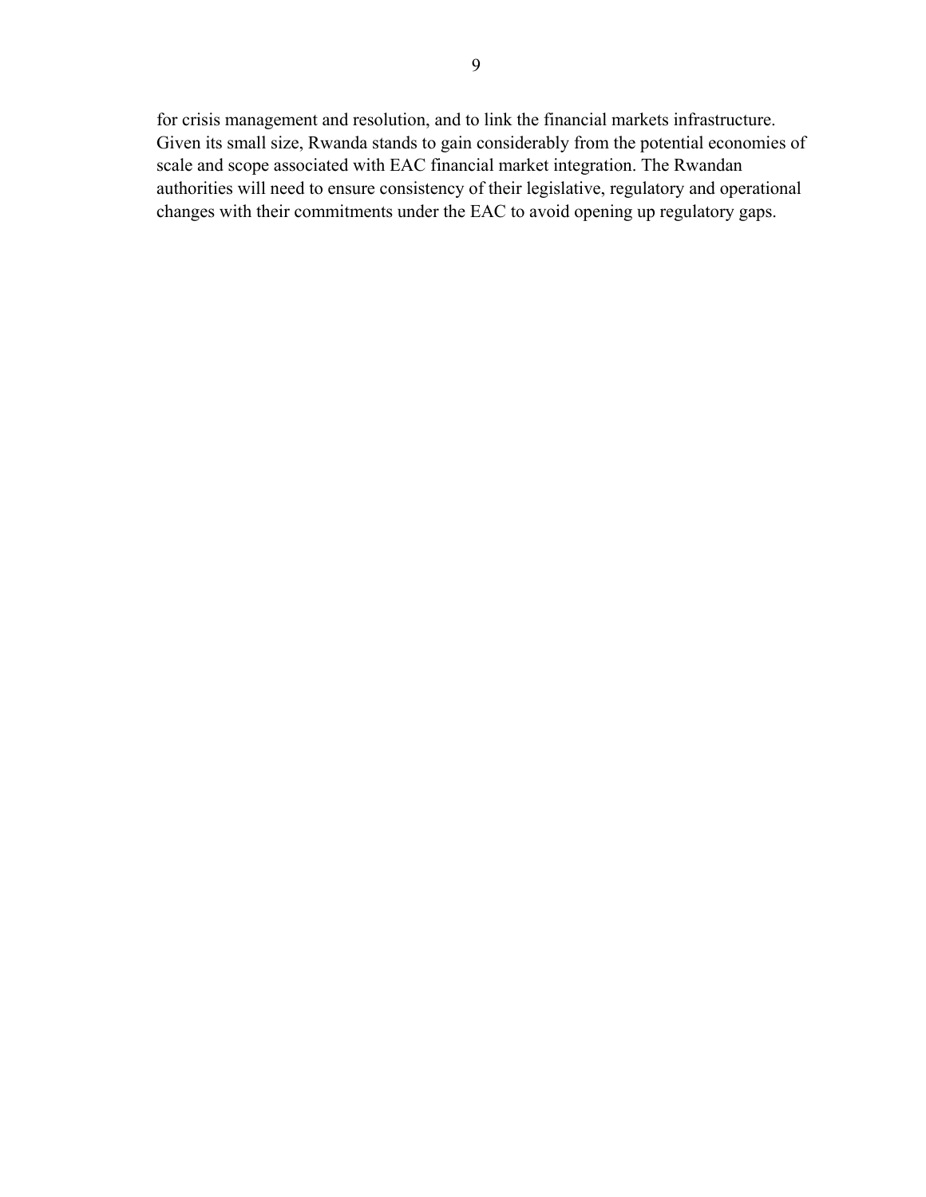for crisis management and resolution, and to link the financial markets infrastructure. Given its small size, Rwanda stands to gain considerably from the potential economies of scale and scope associated with EAC financial market integration. The Rwandan authorities will need to ensure consistency of their legislative, regulatory and operational changes with their commitments under the EAC to avoid opening up regulatory gaps.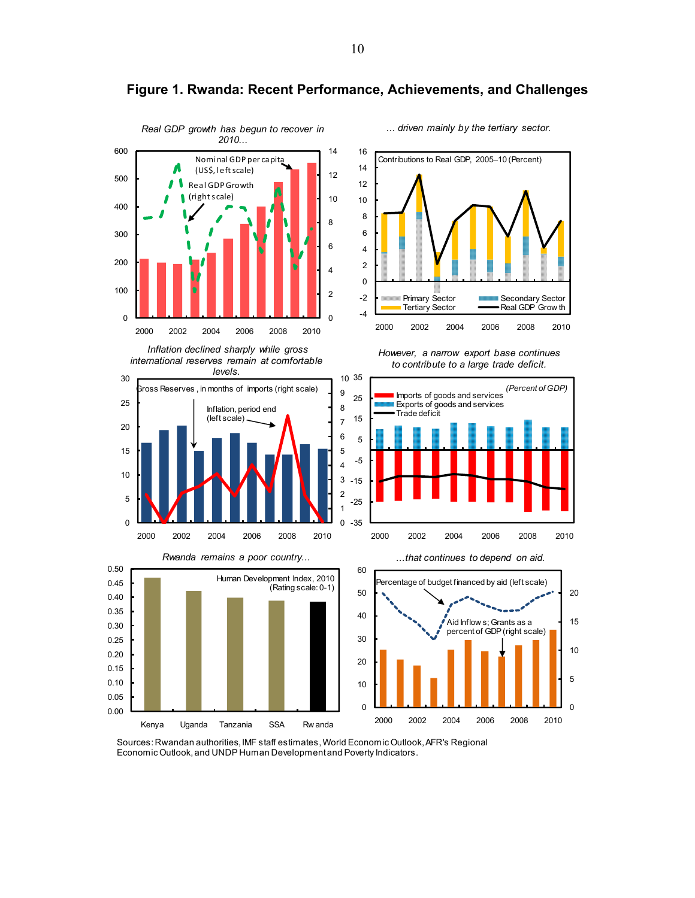# Figure 1. Rwanda: Recent Performance, Achievements, and Challenges

*Real GDP growth has begun to recover in 2010...*

Nominal GDP per capita (US$, left scale)

Real GDP Growth (right scale)

*... driven mainly by the tertiary sector.*

Contributions to Real GDP, 2005–10 (Percent)

Primary Sector, Secondary Sector, Tertiary Sector, Real GDP Growth

*Inflation declined sharply while gross international reserves remain at comfortable levels.*

Gross Reserves, in months of imports (right scale)

Inflation, period end (left scale)

*However, a narrow export base continues to contribute to a large trade deficit.*

(Percent of GDP)

Imports of goods and services, Exports of goods and services, Trade deficit

*Rwanda remains a poor country...*

Human Development Index, 2010 (Rating scale: 0-1)

Kenya, Uganda, Tanzania, SSA, Rwanda

*...that continues to depend on aid.*

Percentage of budget financed by aid (left scale)

Aid Inflows; Grants as a percent of GDP (right scale)

Sources: Rwandan authorities, IMF staff estimates, World Economic Outlook, AFR's Regional Economic Outlook, and UNDP Human Development and Poverty Indicators.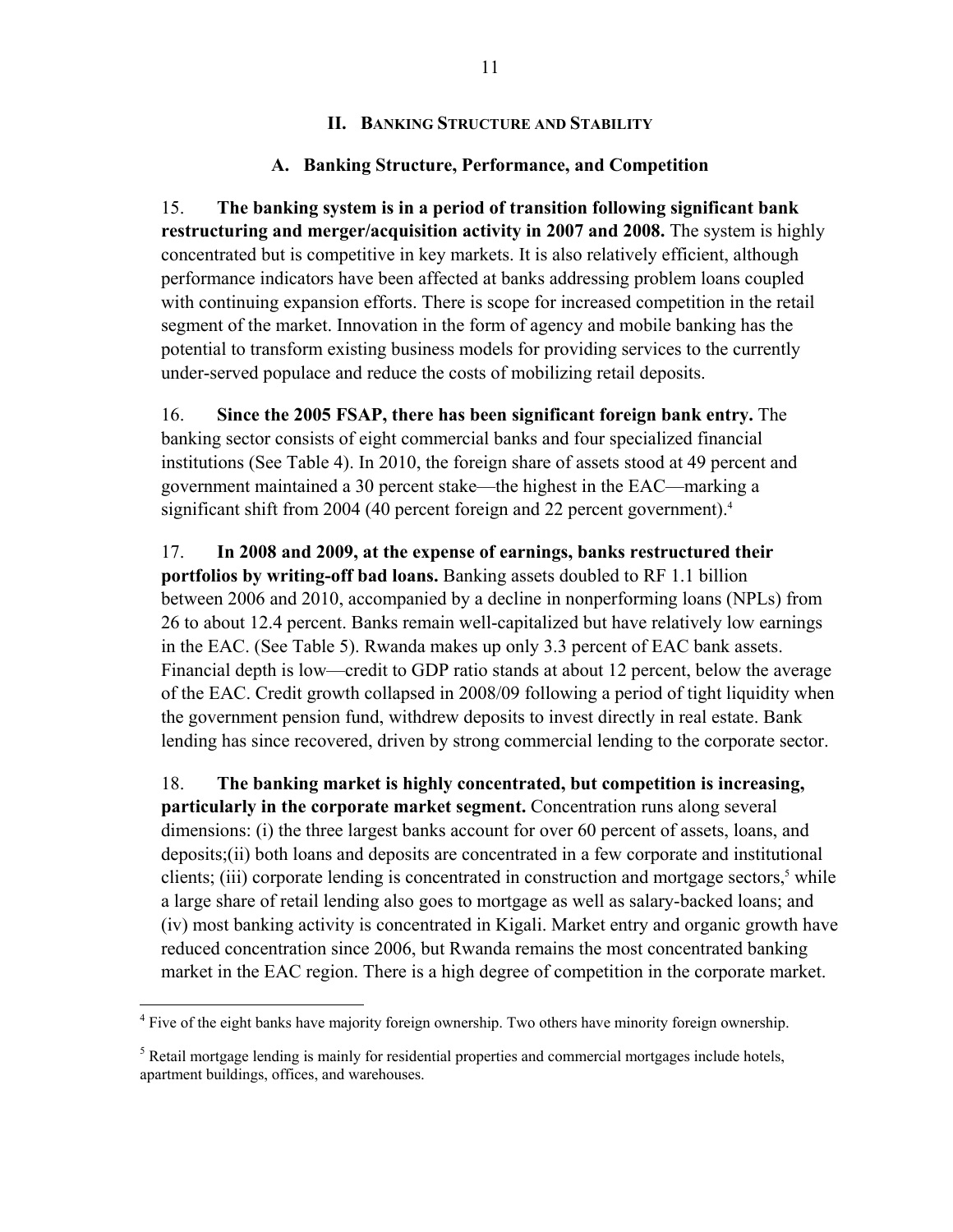## II. BANKING STRUCTURE AND STABILITY

### A. Banking Structure, Performance, and Competition

15. **The banking system is in a period of transition following significant bank restructuring and merger/acquisition activity in 2007 and 2008.** The system is highly concentrated but is competitive in key markets. It is also relatively efficient, although performance indicators have been affected at banks addressing problem loans coupled with continuing expansion efforts. There is scope for increased competition in the retail segment of the market. Innovation in the form of agency and mobile banking has the potential to transform existing business models for providing services to the currently under-served populace and reduce the costs of mobilizing retail deposits.

16. **Since the 2005 FSAP, there has been significant foreign bank entry.** The banking sector consists of eight commercial banks and four specialized financial institutions (See Table 4). In 2010, the foreign share of assets stood at 49 percent and government maintained a 30 percent stake—the highest in the EAC—marking a significant shift from 2004 (40 percent foreign and 22 percent government).[4]

17. **In 2008 and 2009, at the expense of earnings, banks restructured their portfolios by writing-off bad loans.** Banking assets doubled to RF 1.1 billion between 2006 and 2010, accompanied by a decline in nonperforming loans (NPLs) from 26 to about 12.4 percent. Banks remain well-capitalized but have relatively low earnings in the EAC. (See Table 5). Rwanda makes up only 3.3 percent of EAC bank assets. Financial depth is low—credit to GDP ratio stands at about 12 percent, below the average of the EAC. Credit growth collapsed in 2008/09 following a period of tight liquidity when the government pension fund, withdrew deposits to invest directly in real estate. Bank lending has since recovered, driven by strong commercial lending to the corporate sector.

18. **The banking market is highly concentrated, but competition is increasing, particularly in the corporate market segment.** Concentration runs along several dimensions: (i) the three largest banks account for over 60 percent of assets, loans, and deposits;(ii) both loans and deposits are concentrated in a few corporate and institutional clients; (iii) corporate lending is concentrated in construction and mortgage sectors,[5] while a large share of retail lending also goes to mortgage as well as salary-backed loans; and (iv) most banking activity is concentrated in Kigali. Market entry and organic growth have reduced concentration since 2006, but Rwanda remains the most concentrated banking market in the EAC region. There is a high degree of competition in the corporate market.

---

[4] Five of the eight banks have majority foreign ownership. Two others have minority foreign ownership.

[5] Retail mortgage lending is mainly for residential properties and commercial mortgages include hotels, apartment buildings, offices, and warehouses.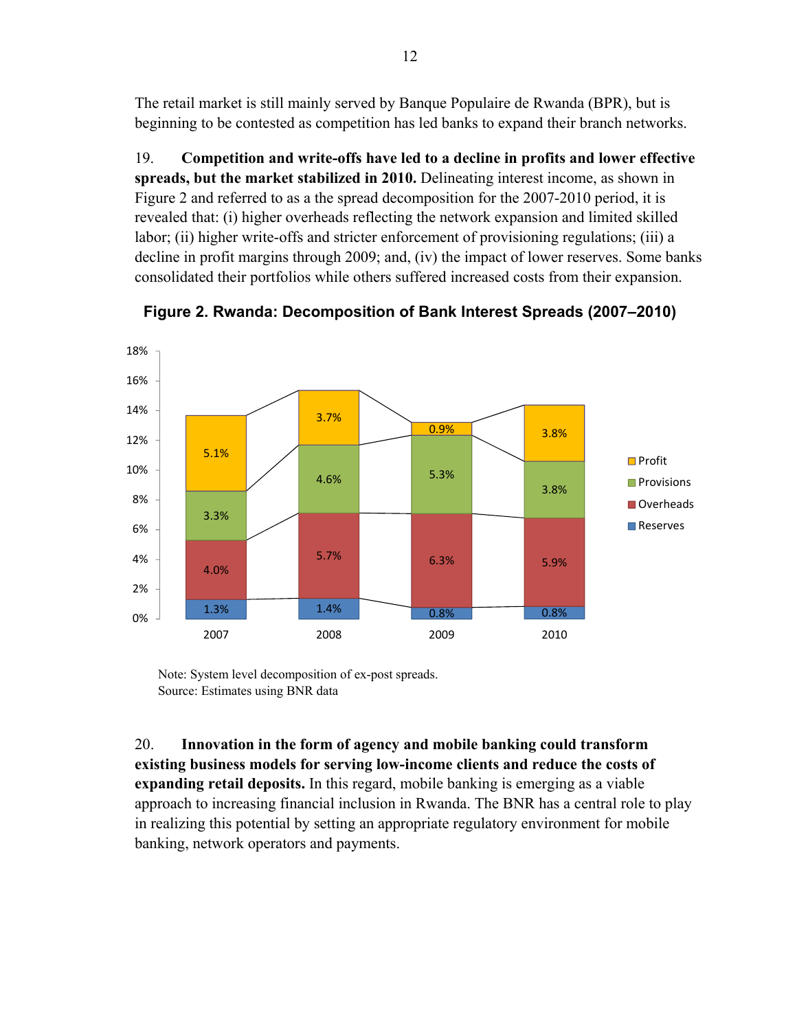The retail market is still mainly served by Banque Populaire de Rwanda (BPR), but is beginning to be contested as competition has led banks to expand their branch networks.

19. **Competition and write-offs have led to a decline in profits and lower effective spreads, but the market stabilized in 2010.** Delineating interest income, as shown in Figure 2 and referred to as a the spread decomposition for the 2007-2010 period, it is revealed that: (i) higher overheads reflecting the network expansion and limited skilled labor; (ii) higher write-offs and stricter enforcement of provisioning regulations; (iii) a decline in profit margins through 2009; and, (iv) the impact of lower reserves. Some banks consolidated their portfolios while others suffered increased costs from their expansion.

**Figure 2. Rwanda: Decomposition of Bank Interest Spreads (2007–2010)**

| | 2007 | 2008 | 2009 | 2010 |
|---|---|---|---|---|
| Profit | 5.1% | 3.7% | 0.9% | 3.8% |
| Provisions | 3.3% | 4.6% | 5.3% | 3.8% |
| Overheads | 4.0% | 5.7% | 6.3% | 5.9% |
| Reserves | 1.3% | 1.4% | 0.8% | 0.8% |

Note: System level decomposition of ex-post spreads.
Source: Estimates using BNR data

20. **Innovation in the form of agency and mobile banking could transform existing business models for serving low-income clients and reduce the costs of expanding retail deposits.** In this regard, mobile banking is emerging as a viable approach to increasing financial inclusion in Rwanda. The BNR has a central role to play in realizing this potential by setting an appropriate regulatory environment for mobile banking, network operators and payments.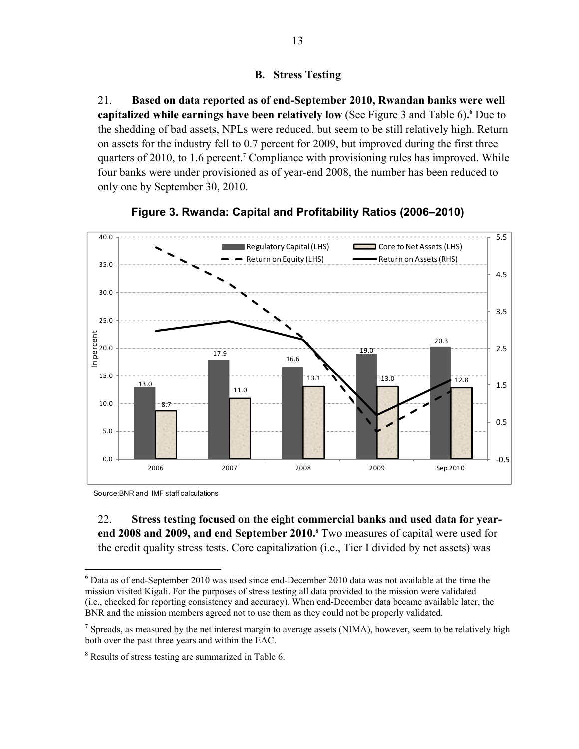### B. Stress Testing

21. **Based on data reported as of end-September 2010, Rwandan banks were well capitalized while earnings have been relatively low** (See Figure 3 and Table 6).[6] Due to the shedding of bad assets, NPLs were reduced, but seem to be still relatively high. Return on assets for the industry fell to 0.7 percent for 2009, but improved during the first three quarters of 2010, to 1.6 percent.[7] Compliance with provisioning rules has improved. While four banks were under provisioned as of year-end 2008, the number has been reduced to only one by September 30, 2010.

**Figure 3. Rwanda: Capital and Profitability Ratios (2006–2010)**

| | 2006 | 2007 | 2008 | 2009 | Sep 2010 |
|---|---|---|---|---|---|
| Regulatory Capital (LHS) | 13.0 | 17.9 | 16.6 | 19.0 | 20.3 |
| Core to Net Assets (LHS) | 8.7 | 11.0 | 13.1 | 13.0 | 12.8 |

Source: BNR and IMF staff calculations

22. **Stress testing focused on the eight commercial banks and used data for year-end 2008 and 2009, and end September 2010.**[8] Two measures of capital were used for the credit quality stress tests. Core capitalization (i.e., Tier I divided by net assets) was

---

[6] Data as of end-September 2010 was used since end-December 2010 data was not available at the time the mission visited Kigali. For the purposes of stress testing all data provided to the mission were validated (i.e., checked for reporting consistency and accuracy). When end-December data became available later, the BNR and the mission members agreed not to use them as they could not be properly validated.

[7] Spreads, as measured by the net interest margin to average assets (NIMA), however, seem to be relatively high both over the past three years and within the EAC.

[8] Results of stress testing are summarized in Table 6.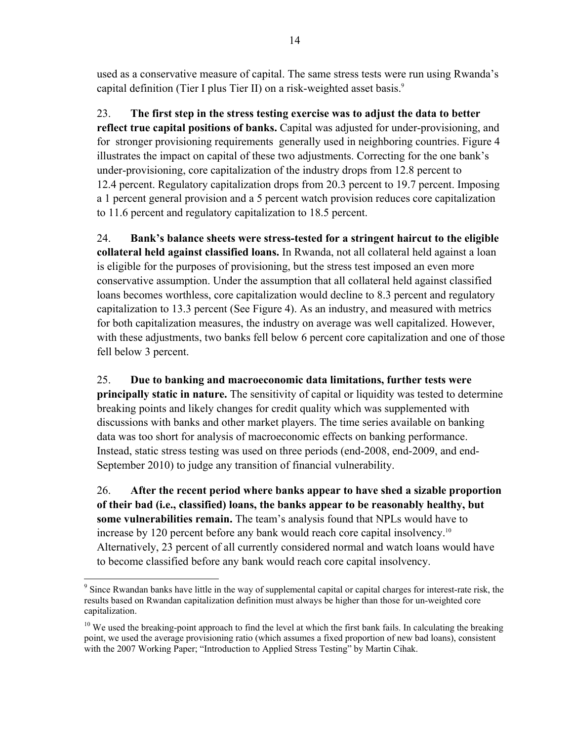used as a conservative measure of capital. The same stress tests were run using Rwanda's capital definition (Tier I plus Tier II) on a risk-weighted asset basis.[9]

23. **The first step in the stress testing exercise was to adjust the data to better reflect true capital positions of banks.** Capital was adjusted for under-provisioning, and for stronger provisioning requirements generally used in neighboring countries. Figure 4 illustrates the impact on capital of these two adjustments. Correcting for the one bank's under-provisioning, core capitalization of the industry drops from 12.8 percent to 12.4 percent. Regulatory capitalization drops from 20.3 percent to 19.7 percent. Imposing a 1 percent general provision and a 5 percent watch provision reduces core capitalization to 11.6 percent and regulatory capitalization to 18.5 percent.

24. **Bank's balance sheets were stress-tested for a stringent haircut to the eligible collateral held against classified loans.** In Rwanda, not all collateral held against a loan is eligible for the purposes of provisioning, but the stress test imposed an even more conservative assumption. Under the assumption that all collateral held against classified loans becomes worthless, core capitalization would decline to 8.3 percent and regulatory capitalization to 13.3 percent (See Figure 4). As an industry, and measured with metrics for both capitalization measures, the industry on average was well capitalized. However, with these adjustments, two banks fell below 6 percent core capitalization and one of those fell below 3 percent.

25. **Due to banking and macroeconomic data limitations, further tests were principally static in nature.** The sensitivity of capital or liquidity was tested to determine breaking points and likely changes for credit quality which was supplemented with discussions with banks and other market players. The time series available on banking data was too short for analysis of macroeconomic effects on banking performance. Instead, static stress testing was used on three periods (end-2008, end-2009, and end-September 2010) to judge any transition of financial vulnerability.

26. **After the recent period where banks appear to have shed a sizable proportion of their bad (i.e., classified) loans, the banks appear to be reasonably healthy, but some vulnerabilities remain.** The team's analysis found that NPLs would have to increase by 120 percent before any bank would reach core capital insolvency.[10] Alternatively, 23 percent of all currently considered normal and watch loans would have to become classified before any bank would reach core capital insolvency.

---

[9] Since Rwandan banks have little in the way of supplemental capital or capital charges for interest-rate risk, the results based on Rwandan capitalization definition must always be higher than those for un-weighted core capitalization.

[10] We used the breaking-point approach to find the level at which the first bank fails. In calculating the breaking point, we used the average provisioning ratio (which assumes a fixed proportion of new bad loans), consistent with the 2007 Working Paper; "Introduction to Applied Stress Testing" by Martin Cihak.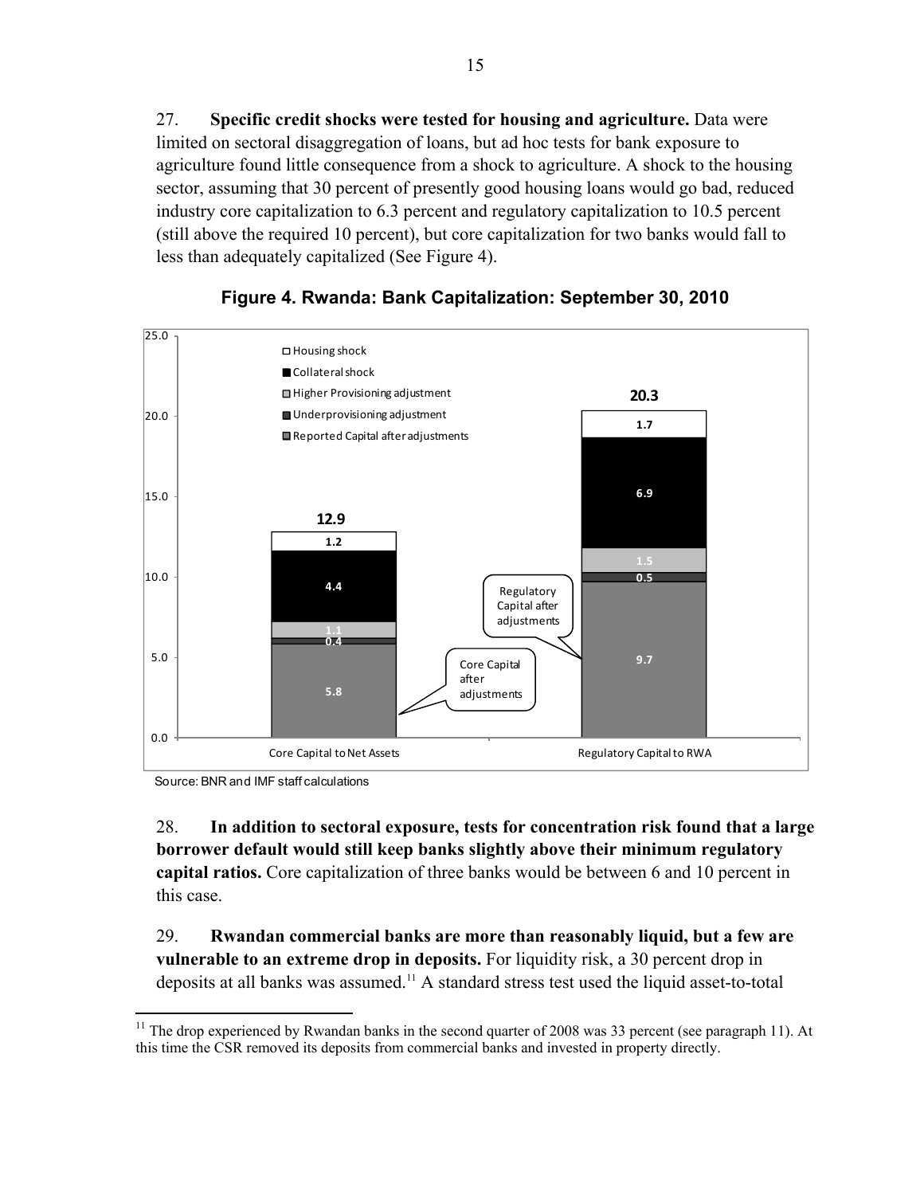27. **Specific credit shocks were tested for housing and agriculture.** Data were limited on sectoral disaggregation of loans, but ad hoc tests for bank exposure to agriculture found little consequence from a shock to agriculture. A shock to the housing sector, assuming that 30 percent of presently good housing loans would go bad, reduced industry core capitalization to 6.3 percent and regulatory capitalization to 10.5 percent (still above the required 10 percent), but core capitalization for two banks would fall to less than adequately capitalized (See Figure 4).

**Figure 4. Rwanda: Bank Capitalization: September 30, 2010**

| | Core Capital to Net Assets | Regulatory Capital to RWA |
|---|---|---|
| Reported Capital after adjustments | 5.8 | 9.7 |
| Underprovisioning adjustment | 0.4 | 0.5 |
| Higher Provisioning adjustment | 1.1 | 1.5 |
| Collateral shock | 4.4 | 6.9 |
| Housing shock | 1.2 | 1.7 |
| Total | 12.9 | 20.3 |

Source: BNR and IMF staff calculations

28. **In addition to sectoral exposure, tests for concentration risk found that a large borrower default would still keep banks slightly above their minimum regulatory capital ratios.** Core capitalization of three banks would be between 6 and 10 percent in this case.

29. **Rwandan commercial banks are more than reasonably liquid, but a few are vulnerable to an extreme drop in deposits.** For liquidity risk, a 30 percent drop in deposits at all banks was assumed.[11] A standard stress test used the liquid asset-to-total

[11] The drop experienced by Rwandan banks in the second quarter of 2008 was 33 percent (see paragraph 11). At this time the CSR removed its deposits from commercial banks and invested in property directly.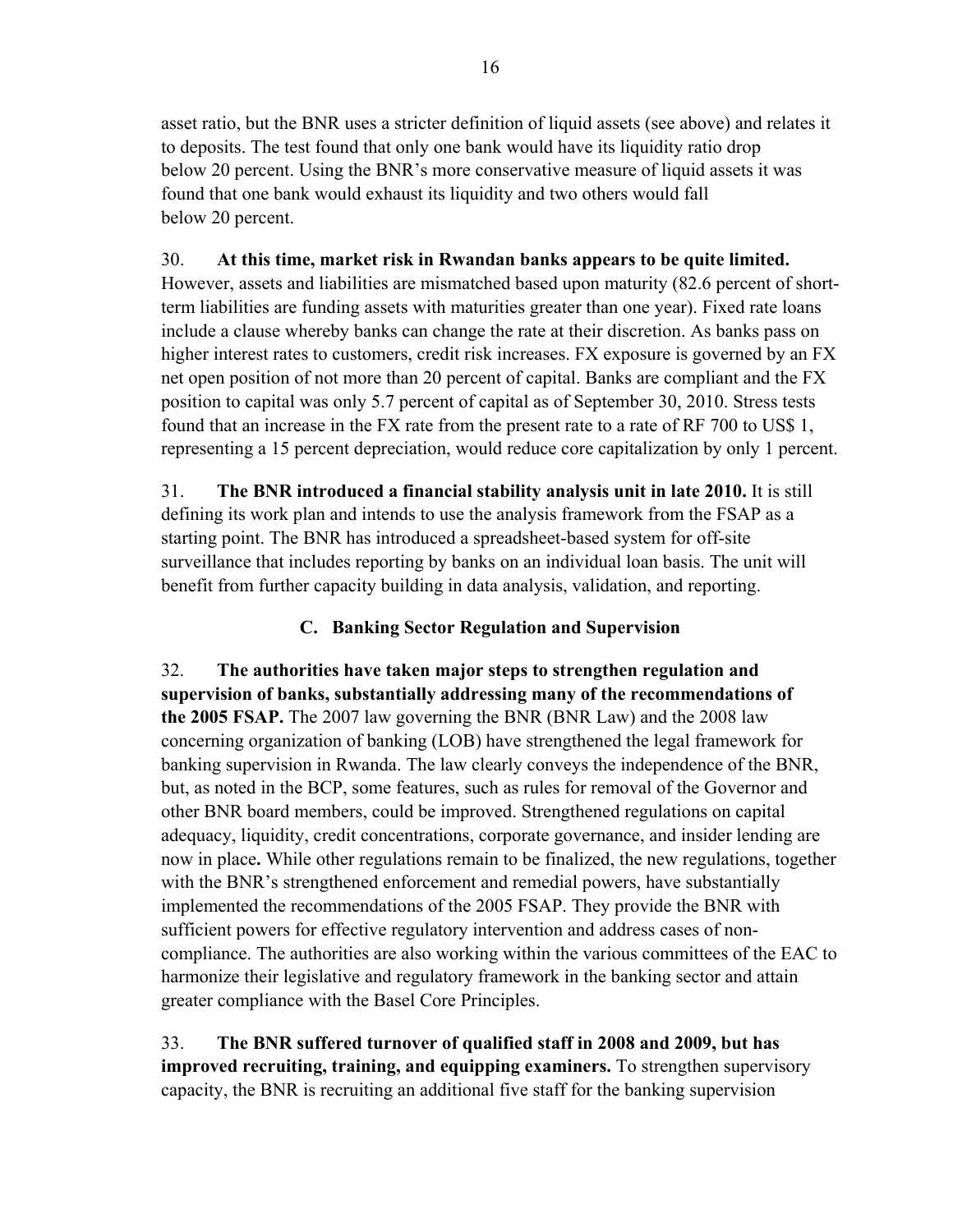asset ratio, but the BNR uses a stricter definition of liquid assets (see above) and relates it to deposits. The test found that only one bank would have its liquidity ratio drop below 20 percent. Using the BNR's more conservative measure of liquid assets it was found that one bank would exhaust its liquidity and two others would fall below 20 percent.

30. **At this time, market risk in Rwandan banks appears to be quite limited.** However, assets and liabilities are mismatched based upon maturity (82.6 percent of short-term liabilities are funding assets with maturities greater than one year). Fixed rate loans include a clause whereby banks can change the rate at their discretion. As banks pass on higher interest rates to customers, credit risk increases. FX exposure is governed by an FX net open position of not more than 20 percent of capital. Banks are compliant and the FX position to capital was only 5.7 percent of capital as of September 30, 2010. Stress tests found that an increase in the FX rate from the present rate to a rate of RF 700 to US$ 1, representing a 15 percent depreciation, would reduce core capitalization by only 1 percent.

31. **The BNR introduced a financial stability analysis unit in late 2010.** It is still defining its work plan and intends to use the analysis framework from the FSAP as a starting point. The BNR has introduced a spreadsheet-based system for off-site surveillance that includes reporting by banks on an individual loan basis. The unit will benefit from further capacity building in data analysis, validation, and reporting.

### C. Banking Sector Regulation and Supervision

32. **The authorities have taken major steps to strengthen regulation and supervision of banks, substantially addressing many of the recommendations of the 2005 FSAP.** The 2007 law governing the BNR (BNR Law) and the 2008 law concerning organization of banking (LOB) have strengthened the legal framework for banking supervision in Rwanda. The law clearly conveys the independence of the BNR, but, as noted in the BCP, some features, such as rules for removal of the Governor and other BNR board members, could be improved. Strengthened regulations on capital adequacy, liquidity, credit concentrations, corporate governance, and insider lending are now in place**.** While other regulations remain to be finalized, the new regulations, together with the BNR's strengthened enforcement and remedial powers, have substantially implemented the recommendations of the 2005 FSAP. They provide the BNR with sufficient powers for effective regulatory intervention and address cases of non-compliance. The authorities are also working within the various committees of the EAC to harmonize their legislative and regulatory framework in the banking sector and attain greater compliance with the Basel Core Principles.

33. **The BNR suffered turnover of qualified staff in 2008 and 2009, but has improved recruiting, training, and equipping examiners.** To strengthen supervisory capacity, the BNR is recruiting an additional five staff for the banking supervision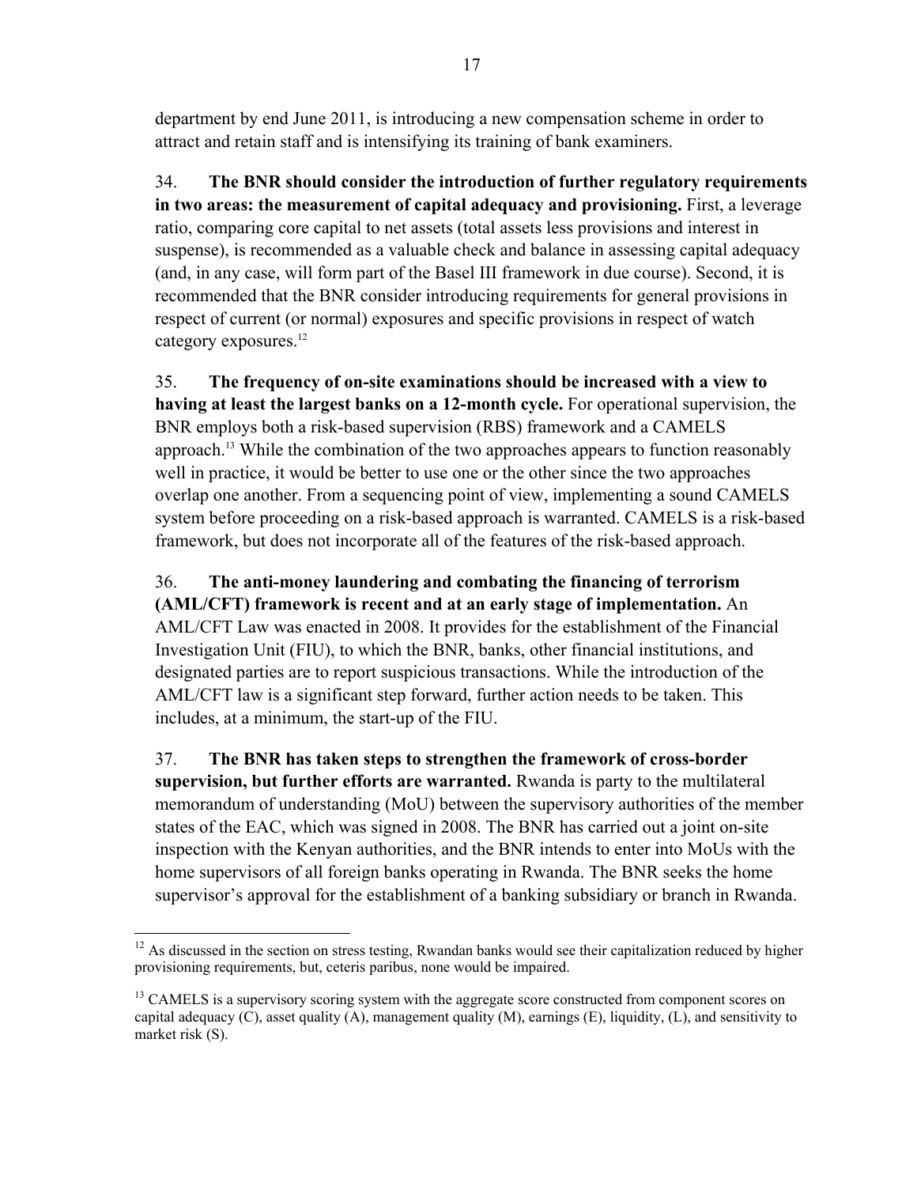department by end June 2011, is introducing a new compensation scheme in order to attract and retain staff and is intensifying its training of bank examiners.

34. **The BNR should consider the introduction of further regulatory requirements in two areas: the measurement of capital adequacy and provisioning.** First, a leverage ratio, comparing core capital to net assets (total assets less provisions and interest in suspense), is recommended as a valuable check and balance in assessing capital adequacy (and, in any case, will form part of the Basel III framework in due course). Second, it is recommended that the BNR consider introducing requirements for general provisions in respect of current (or normal) exposures and specific provisions in respect of watch category exposures.[12]

35. **The frequency of on-site examinations should be increased with a view to having at least the largest banks on a 12-month cycle.** For operational supervision, the BNR employs both a risk-based supervision (RBS) framework and a CAMELS approach.[13] While the combination of the two approaches appears to function reasonably well in practice, it would be better to use one or the other since the two approaches overlap one another. From a sequencing point of view, implementing a sound CAMELS system before proceeding on a risk-based approach is warranted. CAMELS is a risk-based framework, but does not incorporate all of the features of the risk-based approach.

36. **The anti-money laundering and combating the financing of terrorism (AML/CFT) framework is recent and at an early stage of implementation.** An AML/CFT Law was enacted in 2008. It provides for the establishment of the Financial Investigation Unit (FIU), to which the BNR, banks, other financial institutions, and designated parties are to report suspicious transactions. While the introduction of the AML/CFT law is a significant step forward, further action needs to be taken. This includes, at a minimum, the start-up of the FIU.

37. **The BNR has taken steps to strengthen the framework of cross-border supervision, but further efforts are warranted.** Rwanda is party to the multilateral memorandum of understanding (MoU) between the supervisory authorities of the member states of the EAC, which was signed in 2008. The BNR has carried out a joint on-site inspection with the Kenyan authorities, and the BNR intends to enter into MoUs with the home supervisors of all foreign banks operating in Rwanda. The BNR seeks the home supervisor's approval for the establishment of a banking subsidiary or branch in Rwanda.

---

[12] As discussed in the section on stress testing, Rwandan banks would see their capitalization reduced by higher provisioning requirements, but, ceteris paribus, none would be impaired.

[13] CAMELS is a supervisory scoring system with the aggregate score constructed from component scores on capital adequacy (C), asset quality (A), management quality (M), earnings (E), liquidity, (L), and sensitivity to market risk (S).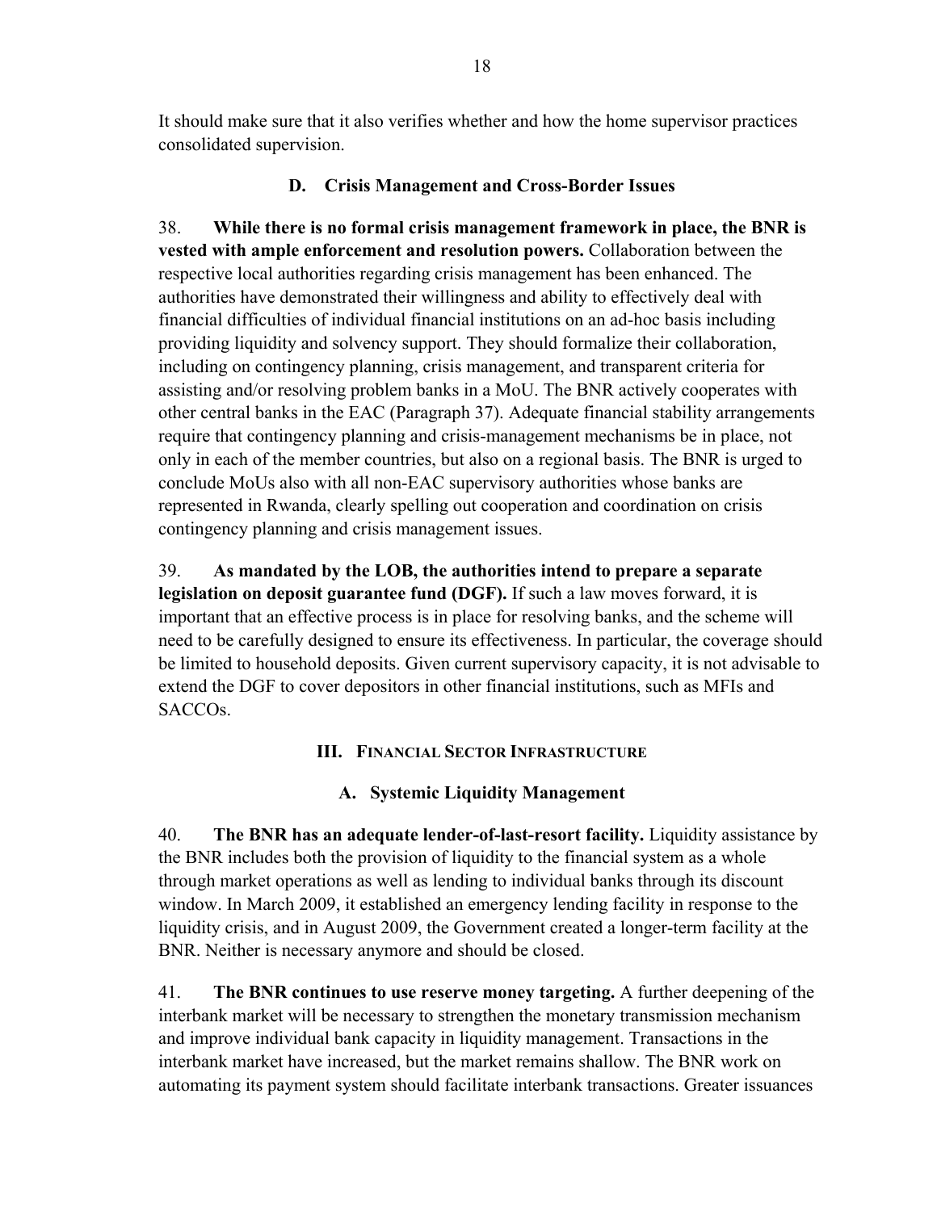It should make sure that it also verifies whether and how the home supervisor practices consolidated supervision.

### D. Crisis Management and Cross-Border Issues

38. **While there is no formal crisis management framework in place, the BNR is vested with ample enforcement and resolution powers.** Collaboration between the respective local authorities regarding crisis management has been enhanced. The authorities have demonstrated their willingness and ability to effectively deal with financial difficulties of individual financial institutions on an ad-hoc basis including providing liquidity and solvency support. They should formalize their collaboration, including on contingency planning, crisis management, and transparent criteria for assisting and/or resolving problem banks in a MoU. The BNR actively cooperates with other central banks in the EAC (Paragraph 37). Adequate financial stability arrangements require that contingency planning and crisis-management mechanisms be in place, not only in each of the member countries, but also on a regional basis. The BNR is urged to conclude MoUs also with all non-EAC supervisory authorities whose banks are represented in Rwanda, clearly spelling out cooperation and coordination on crisis contingency planning and crisis management issues.

39. **As mandated by the LOB, the authorities intend to prepare a separate legislation on deposit guarantee fund (DGF).** If such a law moves forward, it is important that an effective process is in place for resolving banks, and the scheme will need to be carefully designed to ensure its effectiveness. In particular, the coverage should be limited to household deposits. Given current supervisory capacity, it is not advisable to extend the DGF to cover depositors in other financial institutions, such as MFIs and SACCOs.

## III. Financial Sector Infrastructure

### A. Systemic Liquidity Management

40. **The BNR has an adequate lender-of-last-resort facility.** Liquidity assistance by the BNR includes both the provision of liquidity to the financial system as a whole through market operations as well as lending to individual banks through its discount window. In March 2009, it established an emergency lending facility in response to the liquidity crisis, and in August 2009, the Government created a longer-term facility at the BNR. Neither is necessary anymore and should be closed.

41. **The BNR continues to use reserve money targeting.** A further deepening of the interbank market will be necessary to strengthen the monetary transmission mechanism and improve individual bank capacity in liquidity management. Transactions in the interbank market have increased, but the market remains shallow. The BNR work on automating its payment system should facilitate interbank transactions. Greater issuances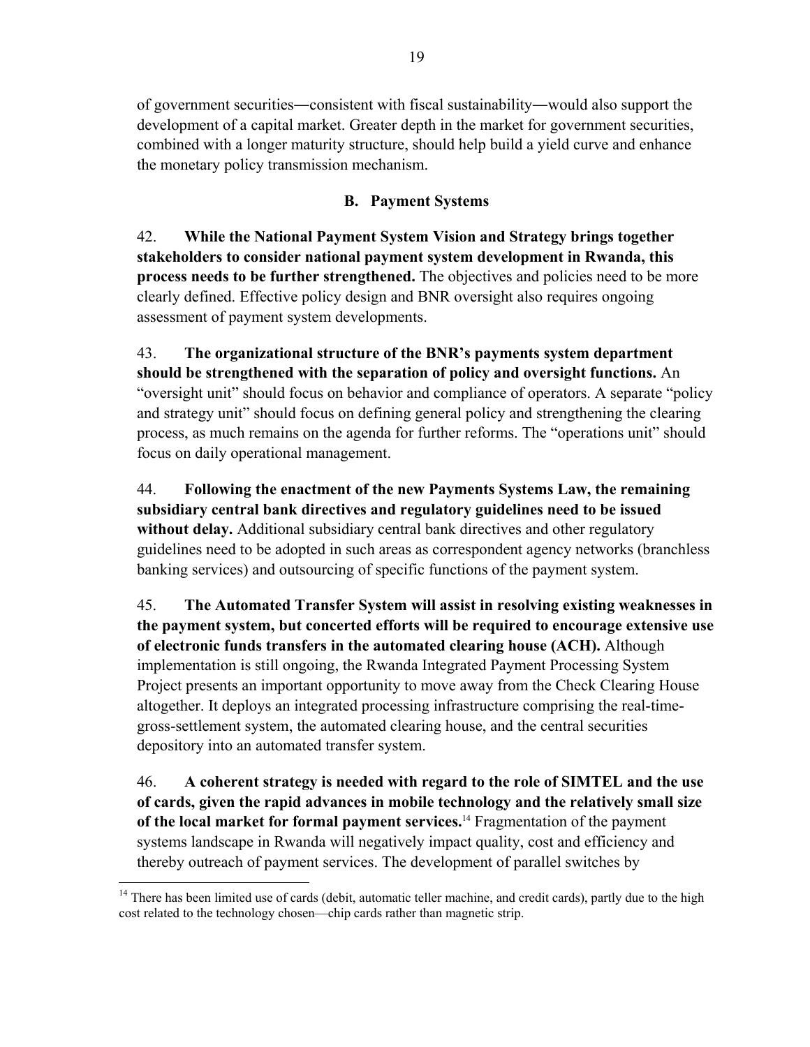of government securities―consistent with fiscal sustainability―would also support the development of a capital market. Greater depth in the market for government securities, combined with a longer maturity structure, should help build a yield curve and enhance the monetary policy transmission mechanism.

### B. Payment Systems

42. **While the National Payment System Vision and Strategy brings together stakeholders to consider national payment system development in Rwanda, this process needs to be further strengthened.** The objectives and policies need to be more clearly defined. Effective policy design and BNR oversight also requires ongoing assessment of payment system developments.

43. **The organizational structure of the BNR's payments system department should be strengthened with the separation of policy and oversight functions.** An "oversight unit" should focus on behavior and compliance of operators. A separate "policy and strategy unit" should focus on defining general policy and strengthening the clearing process, as much remains on the agenda for further reforms. The "operations unit" should focus on daily operational management.

44. **Following the enactment of the new Payments Systems Law, the remaining subsidiary central bank directives and regulatory guidelines need to be issued without delay.** Additional subsidiary central bank directives and other regulatory guidelines need to be adopted in such areas as correspondent agency networks (branchless banking services) and outsourcing of specific functions of the payment system.

45. **The Automated Transfer System will assist in resolving existing weaknesses in the payment system, but concerted efforts will be required to encourage extensive use of electronic funds transfers in the automated clearing house (ACH).** Although implementation is still ongoing, the Rwanda Integrated Payment Processing System Project presents an important opportunity to move away from the Check Clearing House altogether. It deploys an integrated processing infrastructure comprising the real-time-gross-settlement system, the automated clearing house, and the central securities depository into an automated transfer system.

46. **A coherent strategy is needed with regard to the role of SIMTEL and the use of cards, given the rapid advances in mobile technology and the relatively small size of the local market for formal payment services.**[14] Fragmentation of the payment systems landscape in Rwanda will negatively impact quality, cost and efficiency and thereby outreach of payment services. The development of parallel switches by

---

[14] There has been limited use of cards (debit, automatic teller machine, and credit cards), partly due to the high cost related to the technology chosen—chip cards rather than magnetic strip.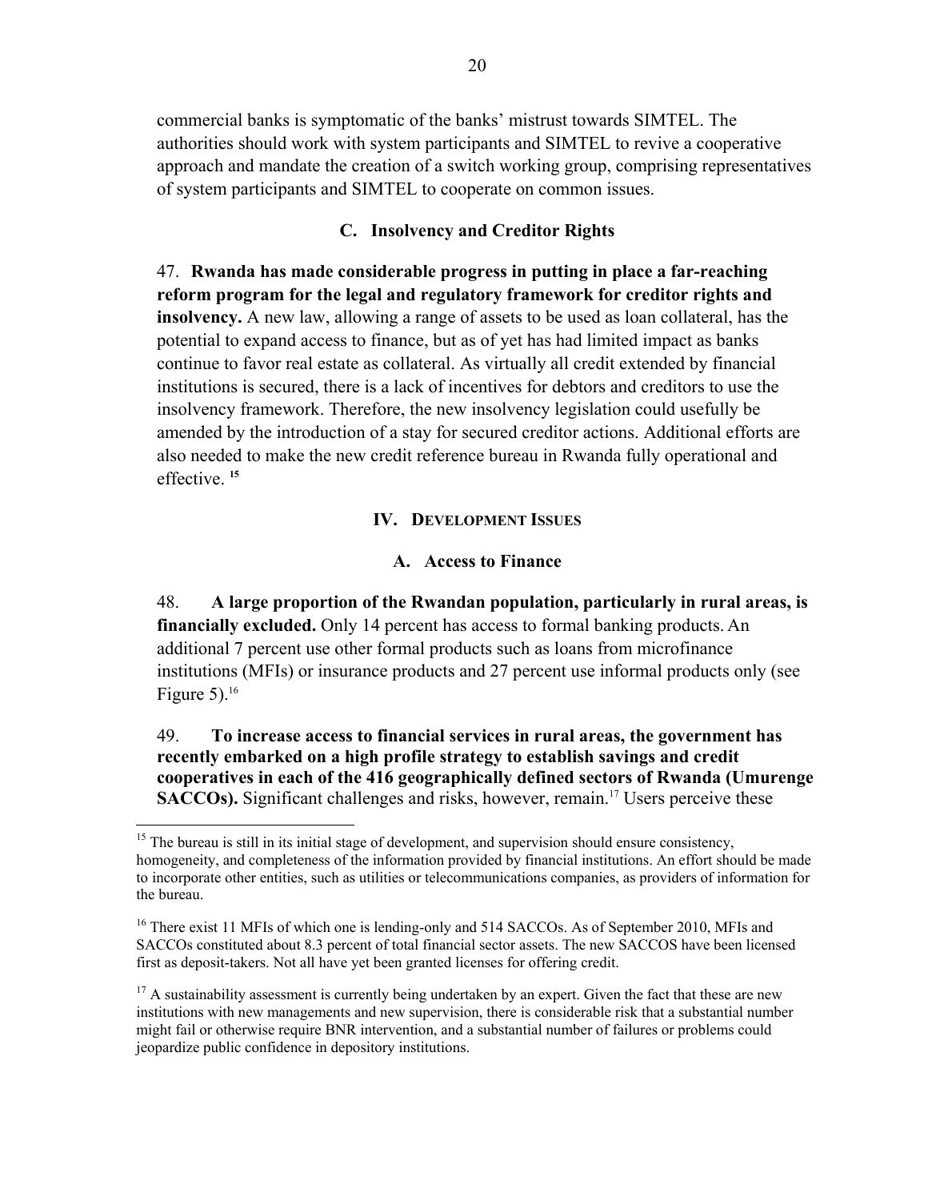commercial banks is symptomatic of the banks' mistrust towards SIMTEL. The authorities should work with system participants and SIMTEL to revive a cooperative approach and mandate the creation of a switch working group, comprising representatives of system participants and SIMTEL to cooperate on common issues.

### C. Insolvency and Creditor Rights

47. **Rwanda has made considerable progress in putting in place a far-reaching reform program for the legal and regulatory framework for creditor rights and insolvency.** A new law, allowing a range of assets to be used as loan collateral, has the potential to expand access to finance, but as of yet has had limited impact as banks continue to favor real estate as collateral. As virtually all credit extended by financial institutions is secured, there is a lack of incentives for debtors and creditors to use the insolvency framework. Therefore, the new insolvency legislation could usefully be amended by the introduction of a stay for secured creditor actions. Additional efforts are also needed to make the new credit reference bureau in Rwanda fully operational and effective.[15]

## IV. Development Issues

### A. Access to Finance

48. **A large proportion of the Rwandan population, particularly in rural areas, is financially excluded.** Only 14 percent has access to formal banking products. An additional 7 percent use other formal products such as loans from microfinance institutions (MFIs) or insurance products and 27 percent use informal products only (see Figure 5).[16]

49. **To increase access to financial services in rural areas, the government has recently embarked on a high profile strategy to establish savings and credit cooperatives in each of the 416 geographically defined sectors of Rwanda (Umurenge SACCOs).** Significant challenges and risks, however, remain.[17] Users perceive these

---

[15] The bureau is still in its initial stage of development, and supervision should ensure consistency, homogeneity, and completeness of the information provided by financial institutions. An effort should be made to incorporate other entities, such as utilities or telecommunications companies, as providers of information for the bureau.

[16] There exist 11 MFIs of which one is lending-only and 514 SACCOs. As of September 2010, MFIs and SACCOs constituted about 8.3 percent of total financial sector assets. The new SACCOS have been licensed first as deposit-takers. Not all have yet been granted licenses for offering credit.

[17] A sustainability assessment is currently being undertaken by an expert. Given the fact that these are new institutions with new managements and new supervision, there is considerable risk that a substantial number might fail or otherwise require BNR intervention, and a substantial number of failures or problems could jeopardize public confidence in depository institutions.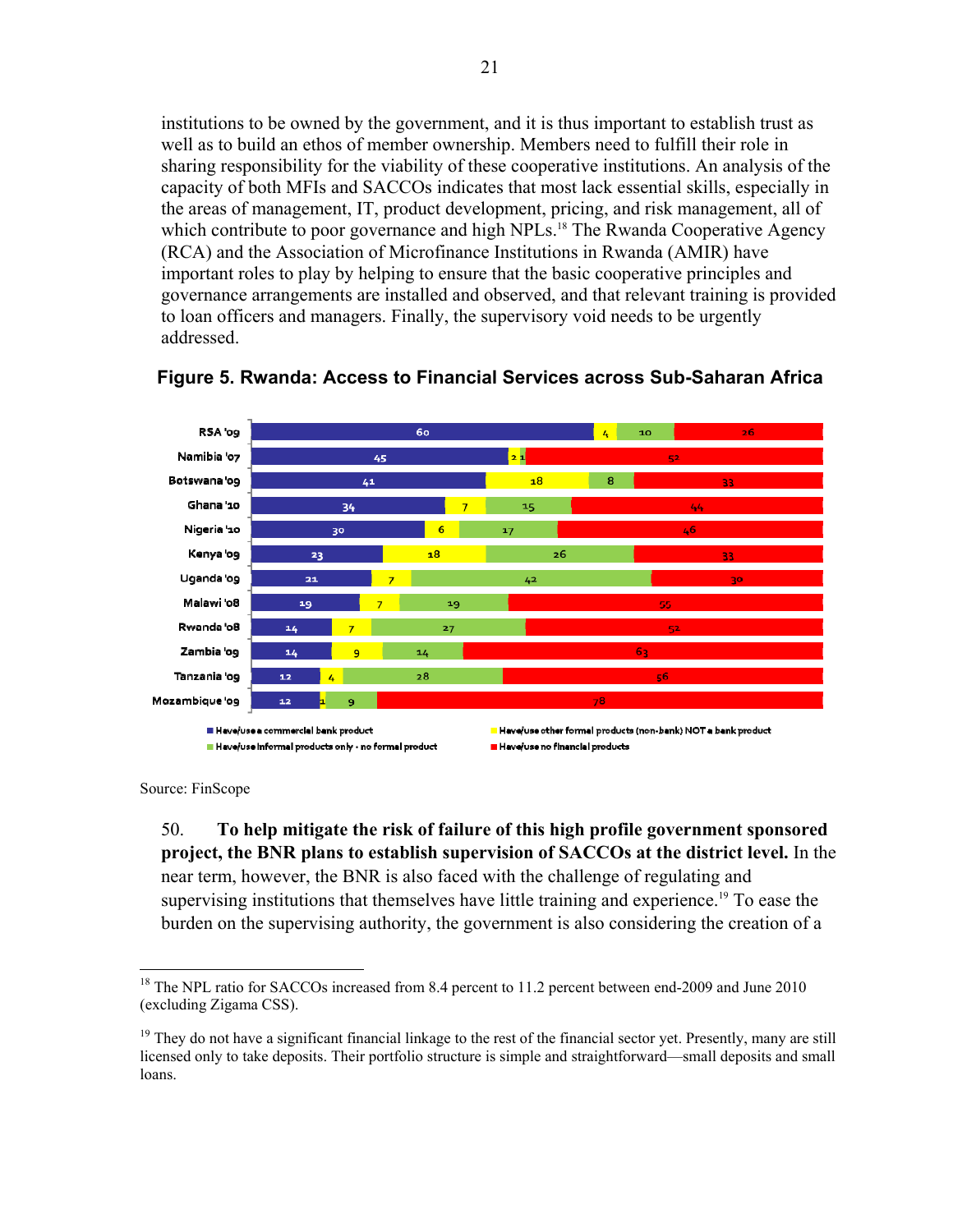institutions to be owned by the government, and it is thus important to establish trust as well as to build an ethos of member ownership. Members need to fulfill their role in sharing responsibility for the viability of these cooperative institutions. An analysis of the capacity of both MFIs and SACCOs indicates that most lack essential skills, especially in the areas of management, IT, product development, pricing, and risk management, all of which contribute to poor governance and high NPLs.[18] The Rwanda Cooperative Agency (RCA) and the Association of Microfinance Institutions in Rwanda (AMIR) have important roles to play by helping to ensure that the basic cooperative principles and governance arrangements are installed and observed, and that relevant training is provided to loan officers and managers. Finally, the supervisory void needs to be urgently addressed.

**Figure 5. Rwanda: Access to Financial Services across Sub-Saharan Africa**

| | Have/use a commercial bank product | Have/use other formal products (non-bank) NOT a bank product | Have/use informal products only - no formal product | Have/use no financial products |
|---|---|---|---|---|
| RSA '09 | 60 | 4 | 10 | 26 |
| Namibia '07 | 45 | 2 | 1 | 52 |
| Botswana '09 | 41 | 18 | 8 | 33 |
| Ghana '10 | 34 | 7 | 15 | 44 |
| Nigeria '10 | 30 | 6 | 17 | 46 |
| Kenya '09 | 23 | 18 | 26 | 33 |
| Uganda '09 | 21 | 7 | 42 | 30 |
| Malawi '08 | 19 | 7 | 19 | 55 |
| Rwanda '08 | 14 | 7 | 27 | 52 |
| Zambia '09 | 14 | 9 | 14 | 63 |
| Tanzania '09 | 12 | 4 | 28 | 56 |
| Mozambique '09 | 12 | 1 | 9 | 78 |

Source: FinScope

50. **To help mitigate the risk of failure of this high profile government sponsored project, the BNR plans to establish supervision of SACCOs at the district level.** In the near term, however, the BNR is also faced with the challenge of regulating and supervising institutions that themselves have little training and experience.[19] To ease the burden on the supervising authority, the government is also considering the creation of a

---

[18] The NPL ratio for SACCOs increased from 8.4 percent to 11.2 percent between end-2009 and June 2010 (excluding Zigama CSS).

[19] They do not have a significant financial linkage to the rest of the financial sector yet. Presently, many are still licensed only to take deposits. Their portfolio structure is simple and straightforward—small deposits and small loans.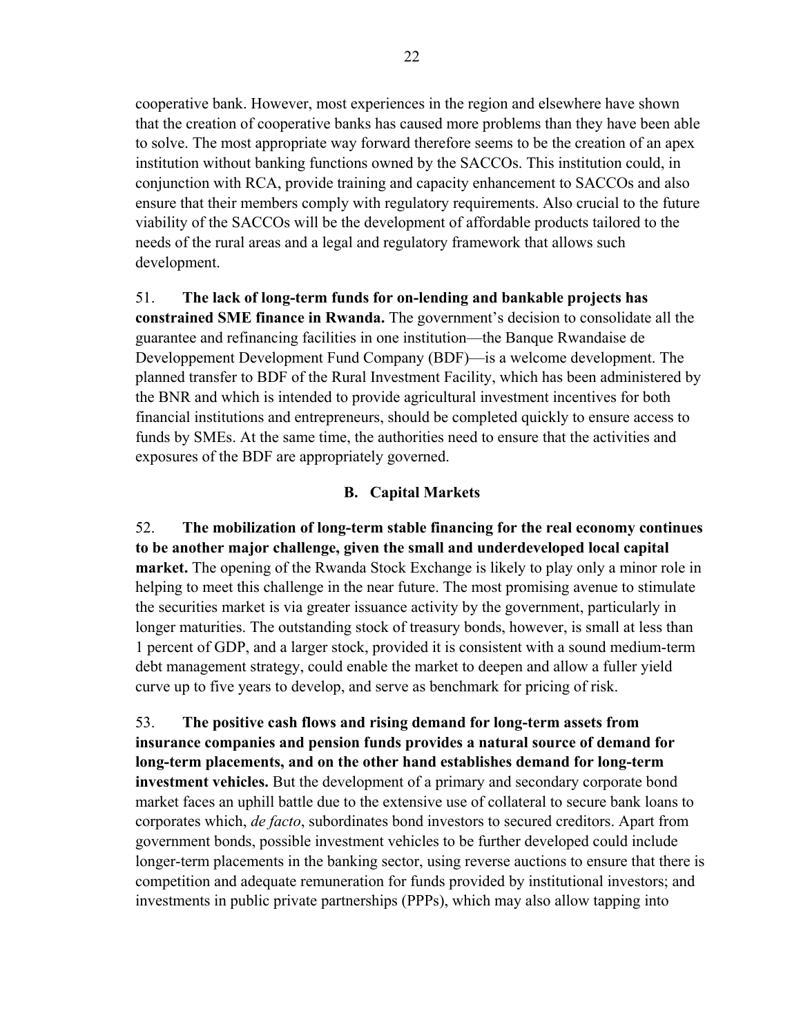cooperative bank. However, most experiences in the region and elsewhere have shown that the creation of cooperative banks has caused more problems than they have been able to solve. The most appropriate way forward therefore seems to be the creation of an apex institution without banking functions owned by the SACCOs. This institution could, in conjunction with RCA, provide training and capacity enhancement to SACCOs and also ensure that their members comply with regulatory requirements. Also crucial to the future viability of the SACCOs will be the development of affordable products tailored to the needs of the rural areas and a legal and regulatory framework that allows such development.

51. **The lack of long-term funds for on-lending and bankable projects has constrained SME finance in Rwanda.** The government's decision to consolidate all the guarantee and refinancing facilities in one institution—the Banque Rwandaise de Developpement Development Fund Company (BDF)—is a welcome development. The planned transfer to BDF of the Rural Investment Facility, which has been administered by the BNR and which is intended to provide agricultural investment incentives for both financial institutions and entrepreneurs, should be completed quickly to ensure access to funds by SMEs. At the same time, the authorities need to ensure that the activities and exposures of the BDF are appropriately governed.

## B. Capital Markets

52. **The mobilization of long-term stable financing for the real economy continues to be another major challenge, given the small and underdeveloped local capital market.** The opening of the Rwanda Stock Exchange is likely to play only a minor role in helping to meet this challenge in the near future. The most promising avenue to stimulate the securities market is via greater issuance activity by the government, particularly in longer maturities. The outstanding stock of treasury bonds, however, is small at less than 1 percent of GDP, and a larger stock, provided it is consistent with a sound medium-term debt management strategy, could enable the market to deepen and allow a fuller yield curve up to five years to develop, and serve as benchmark for pricing of risk.

53. **The positive cash flows and rising demand for long-term assets from insurance companies and pension funds provides a natural source of demand for long-term placements, and on the other hand establishes demand for long-term investment vehicles.** But the development of a primary and secondary corporate bond market faces an uphill battle due to the extensive use of collateral to secure bank loans to corporates which, *de facto*, subordinates bond investors to secured creditors. Apart from government bonds, possible investment vehicles to be further developed could include longer-term placements in the banking sector, using reverse auctions to ensure that there is competition and adequate remuneration for funds provided by institutional investors; and investments in public private partnerships (PPPs), which may also allow tapping into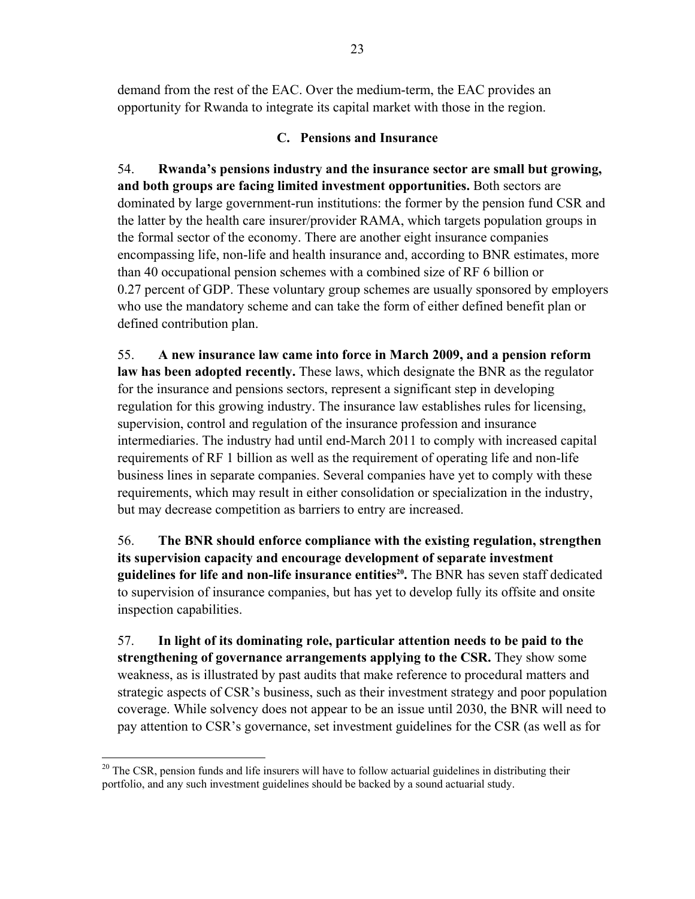demand from the rest of the EAC. Over the medium-term, the EAC provides an opportunity for Rwanda to integrate its capital market with those in the region.

### C. Pensions and Insurance

54. **Rwanda's pensions industry and the insurance sector are small but growing, and both groups are facing limited investment opportunities.** Both sectors are dominated by large government-run institutions: the former by the pension fund CSR and the latter by the health care insurer/provider RAMA, which targets population groups in the formal sector of the economy. There are another eight insurance companies encompassing life, non-life and health insurance and, according to BNR estimates, more than 40 occupational pension schemes with a combined size of RF 6 billion or 0.27 percent of GDP. These voluntary group schemes are usually sponsored by employers who use the mandatory scheme and can take the form of either defined benefit plan or defined contribution plan.

55. **A new insurance law came into force in March 2009, and a pension reform law has been adopted recently.** These laws, which designate the BNR as the regulator for the insurance and pensions sectors, represent a significant step in developing regulation for this growing industry. The insurance law establishes rules for licensing, supervision, control and regulation of the insurance profession and insurance intermediaries. The industry had until end-March 2011 to comply with increased capital requirements of RF 1 billion as well as the requirement of operating life and non-life business lines in separate companies. Several companies have yet to comply with these requirements, which may result in either consolidation or specialization in the industry, but may decrease competition as barriers to entry are increased.

56. **The BNR should enforce compliance with the existing regulation, strengthen its supervision capacity and encourage development of separate investment guidelines for life and non-life insurance entities[20].** The BNR has seven staff dedicated to supervision of insurance companies, but has yet to develop fully its offsite and onsite inspection capabilities.

57. **In light of its dominating role, particular attention needs to be paid to the strengthening of governance arrangements applying to the CSR.** They show some weakness, as is illustrated by past audits that make reference to procedural matters and strategic aspects of CSR's business, such as their investment strategy and poor population coverage. While solvency does not appear to be an issue until 2030, the BNR will need to pay attention to CSR's governance, set investment guidelines for the CSR (as well as for

---

[20] The CSR, pension funds and life insurers will have to follow actuarial guidelines in distributing their portfolio, and any such investment guidelines should be backed by a sound actuarial study.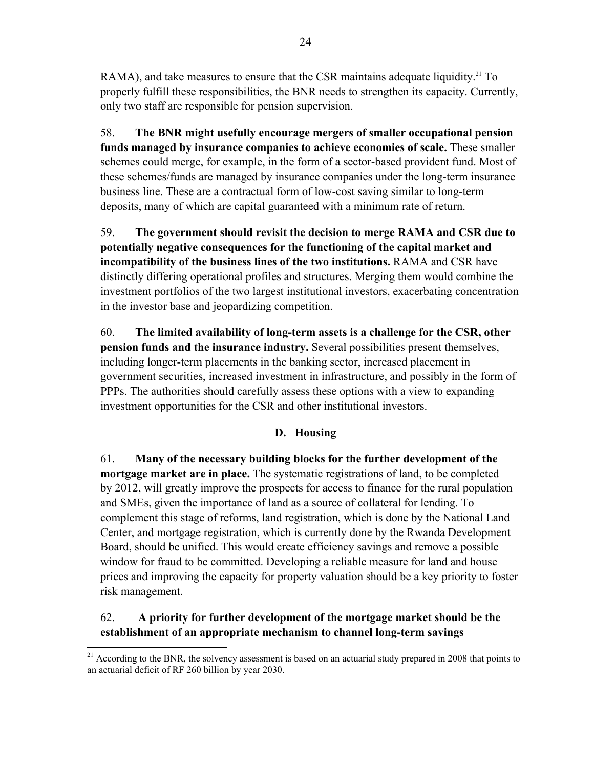RAMA), and take measures to ensure that the CSR maintains adequate liquidity.[21] To properly fulfill these responsibilities, the BNR needs to strengthen its capacity. Currently, only two staff are responsible for pension supervision.

58. **The BNR might usefully encourage mergers of smaller occupational pension funds managed by insurance companies to achieve economies of scale.** These smaller schemes could merge, for example, in the form of a sector-based provident fund. Most of these schemes/funds are managed by insurance companies under the long-term insurance business line. These are a contractual form of low-cost saving similar to long-term deposits, many of which are capital guaranteed with a minimum rate of return.

59. **The government should revisit the decision to merge RAMA and CSR due to potentially negative consequences for the functioning of the capital market and incompatibility of the business lines of the two institutions.** RAMA and CSR have distinctly differing operational profiles and structures. Merging them would combine the investment portfolios of the two largest institutional investors, exacerbating concentration in the investor base and jeopardizing competition.

60. **The limited availability of long-term assets is a challenge for the CSR, other pension funds and the insurance industry.** Several possibilities present themselves, including longer-term placements in the banking sector, increased placement in government securities, increased investment in infrastructure, and possibly in the form of PPPs. The authorities should carefully assess these options with a view to expanding investment opportunities for the CSR and other institutional investors.

## D. Housing

61. **Many of the necessary building blocks for the further development of the mortgage market are in place.** The systematic registrations of land, to be completed by 2012, will greatly improve the prospects for access to finance for the rural population and SMEs, given the importance of land as a source of collateral for lending. To complement this stage of reforms, land registration, which is done by the National Land Center, and mortgage registration, which is currently done by the Rwanda Development Board, should be unified. This would create efficiency savings and remove a possible window for fraud to be committed. Developing a reliable measure for land and house prices and improving the capacity for property valuation should be a key priority to foster risk management.

62. **A priority for further development of the mortgage market should be the establishment of an appropriate mechanism to channel long-term savings**

[21] According to the BNR, the solvency assessment is based on an actuarial study prepared in 2008 that points to an actuarial deficit of RF 260 billion by year 2030.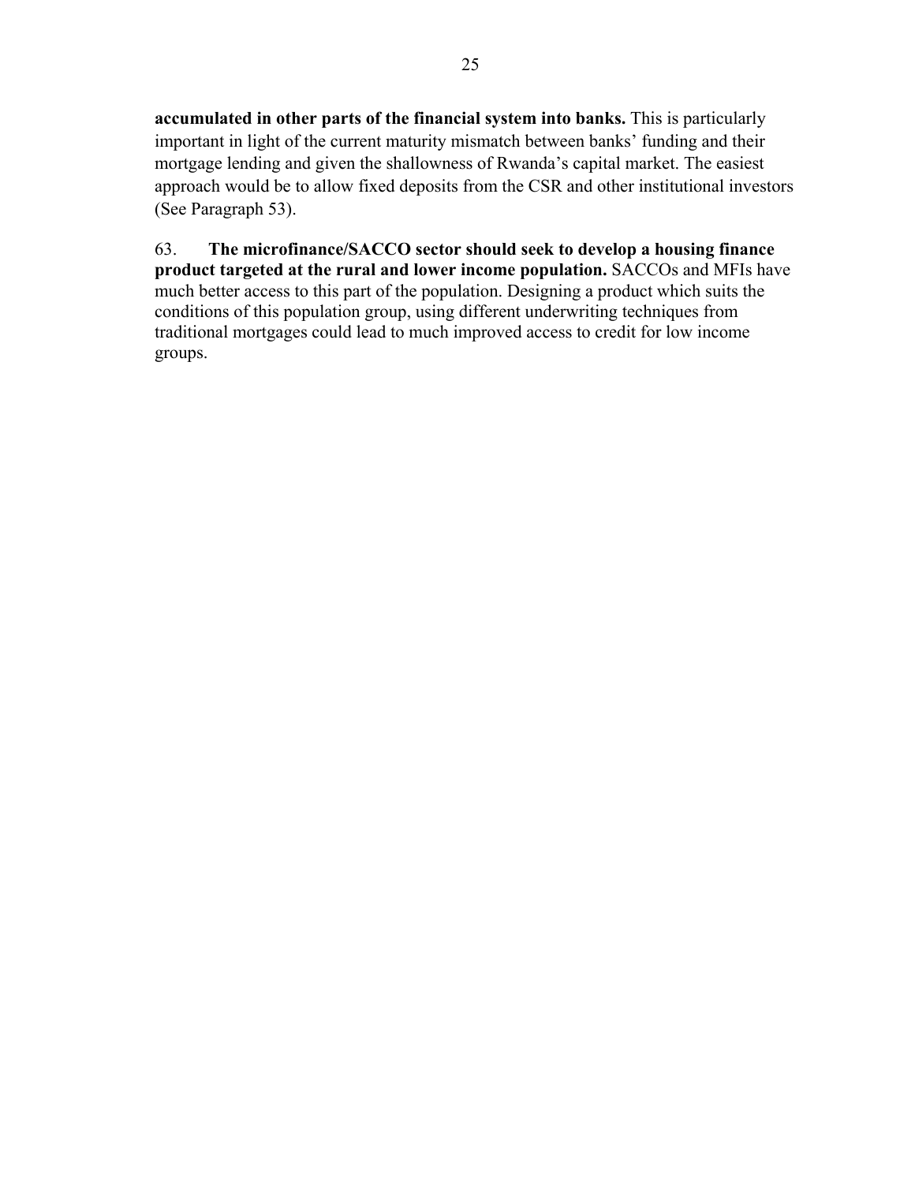**accumulated in other parts of the financial system into banks.** This is particularly important in light of the current maturity mismatch between banks' funding and their mortgage lending and given the shallowness of Rwanda's capital market. The easiest approach would be to allow fixed deposits from the CSR and other institutional investors (See Paragraph 53).

63. **The microfinance/SACCO sector should seek to develop a housing finance product targeted at the rural and lower income population.** SACCOs and MFIs have much better access to this part of the population. Designing a product which suits the conditions of this population group, using different underwriting techniques from traditional mortgages could lead to much improved access to credit for low income groups.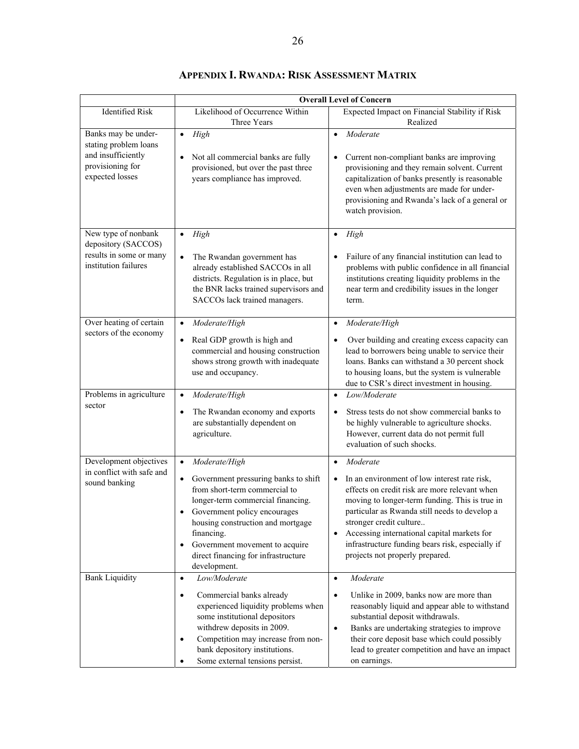## APPENDIX I. RWANDA: RISK ASSESSMENT MATRIX

| | Overall Level of Concern | |
|---|---|---|
| Identified Risk | Likelihood of Occurrence Within Three Years | Expected Impact on Financial Stability if Risk Realized |
| Banks may be under-stating problem loans and insufficiently provisioning for expected losses | • *High*<br><br>• Not all commercial banks are fully provisioned, but over the past three years compliance has improved. | • *Moderate*<br><br>• Current non-compliant banks are improving provisioning and they remain solvent. Current capitalization of banks presently is reasonable even when adjustments are made for under-provisioning and Rwanda's lack of a general or watch provision. |
| New type of nonbank depository (SACCOS) results in some or many institution failures | • *High*<br><br>• The Rwandan government has already established SACCOs in all districts. Regulation is in place, but the BNR lacks trained supervisors and SACCOs lack trained managers. | • *High*<br><br>• Failure of any financial institution can lead to problems with public confidence in all financial institutions creating liquidity problems in the near term and credibility issues in the longer term. |
| Over heating of certain sectors of the economy | • *Moderate/High*<br><br>• Real GDP growth is high and commercial and housing construction shows strong growth with inadequate use and occupancy. | • *Moderate/High*<br><br>• Over building and creating excess capacity can lead to borrowers being unable to service their loans. Banks can withstand a 30 percent shock to housing loans, but the system is vulnerable due to CSR's direct investment in housing. |
| Problems in agriculture sector | • *Moderate/High*<br><br>• The Rwandan economy and exports are substantially dependent on agriculture. | • *Low/Moderate*<br><br>• Stress tests do not show commercial banks to be highly vulnerable to agriculture shocks. However, current data do not permit full evaluation of such shocks. |
| Development objectives in conflict with safe and sound banking | • *Moderate/High*<br><br>• Government pressuring banks to shift from short-term commercial to longer-term commercial financing.<br>• Government policy encourages housing construction and mortgage financing.<br>• Government movement to acquire direct financing for infrastructure development. | • *Moderate*<br><br>• In an environment of low interest rate risk, effects on credit risk are more relevant when moving to longer-term funding. This is true in particular as Rwanda still needs to develop a stronger credit culture..<br>• Accessing international capital markets for infrastructure funding bears risk, especially if projects not properly prepared. |
| Bank Liquidity | • *Low/Moderate*<br><br>• Commercial banks already experienced liquidity problems when some institutional depositors withdrew deposits in 2009.<br>• Competition may increase from non-bank depository institutions.<br>• Some external tensions persist. | • *Moderate*<br><br>• Unlike in 2009, banks now are more than reasonably liquid and appear able to withstand substantial deposit withdrawals.<br>• Banks are undertaking strategies to improve their core deposit base which could possibly lead to greater competition and have an impact on earnings. |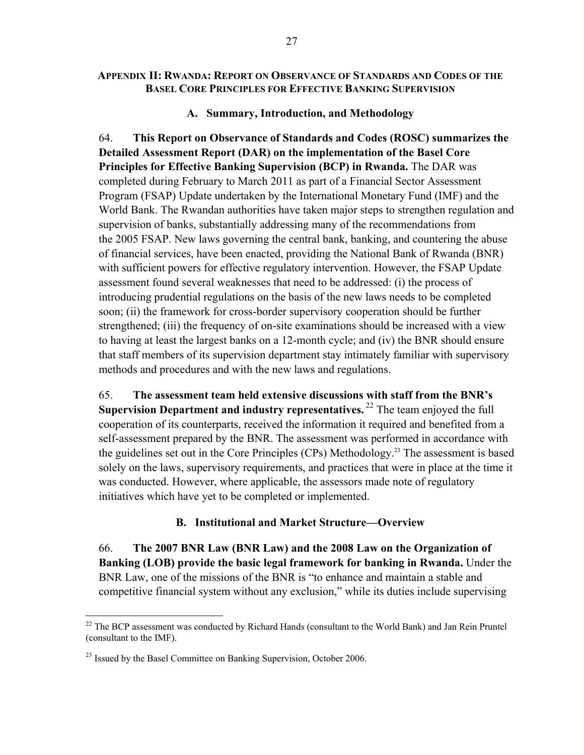## Appendix II: Rwanda: Report on Observance of Standards and Codes of the Basel Core Principles for Effective Banking Supervision

### A. Summary, Introduction, and Methodology

64. **This Report on Observance of Standards and Codes (ROSC) summarizes the Detailed Assessment Report (DAR) on the implementation of the Basel Core Principles for Effective Banking Supervision (BCP) in Rwanda.** The DAR was completed during February to March 2011 as part of a Financial Sector Assessment Program (FSAP) Update undertaken by the International Monetary Fund (IMF) and the World Bank. The Rwandan authorities have taken major steps to strengthen regulation and supervision of banks, substantially addressing many of the recommendations from the 2005 FSAP. New laws governing the central bank, banking, and countering the abuse of financial services, have been enacted, providing the National Bank of Rwanda (BNR) with sufficient powers for effective regulatory intervention. However, the FSAP Update assessment found several weaknesses that need to be addressed: (i) the process of introducing prudential regulations on the basis of the new laws needs to be completed soon; (ii) the framework for cross-border supervisory cooperation should be further strengthened; (iii) the frequency of on-site examinations should be increased with a view to having at least the largest banks on a 12-month cycle; and (iv) the BNR should ensure that staff members of its supervision department stay intimately familiar with supervisory methods and procedures and with the new laws and regulations.

65. **The assessment team held extensive discussions with staff from the BNR's Supervision Department and industry representatives.** [22] The team enjoyed the full cooperation of its counterparts, received the information it required and benefited from a self-assessment prepared by the BNR. The assessment was performed in accordance with the guidelines set out in the Core Principles (CPs) Methodology.[23] The assessment is based solely on the laws, supervisory requirements, and practices that were in place at the time it was conducted. However, where applicable, the assessors made note of regulatory initiatives which have yet to be completed or implemented.

### B. Institutional and Market Structure—Overview

66. **The 2007 BNR Law (BNR Law) and the 2008 Law on the Organization of Banking (LOB) provide the basic legal framework for banking in Rwanda.** Under the BNR Law, one of the missions of the BNR is "to enhance and maintain a stable and competitive financial system without any exclusion," while its duties include supervising

---

[22] The BCP assessment was conducted by Richard Hands (consultant to the World Bank) and Jan Rein Pruntel (consultant to the IMF).

[23] Issued by the Basel Committee on Banking Supervision, October 2006.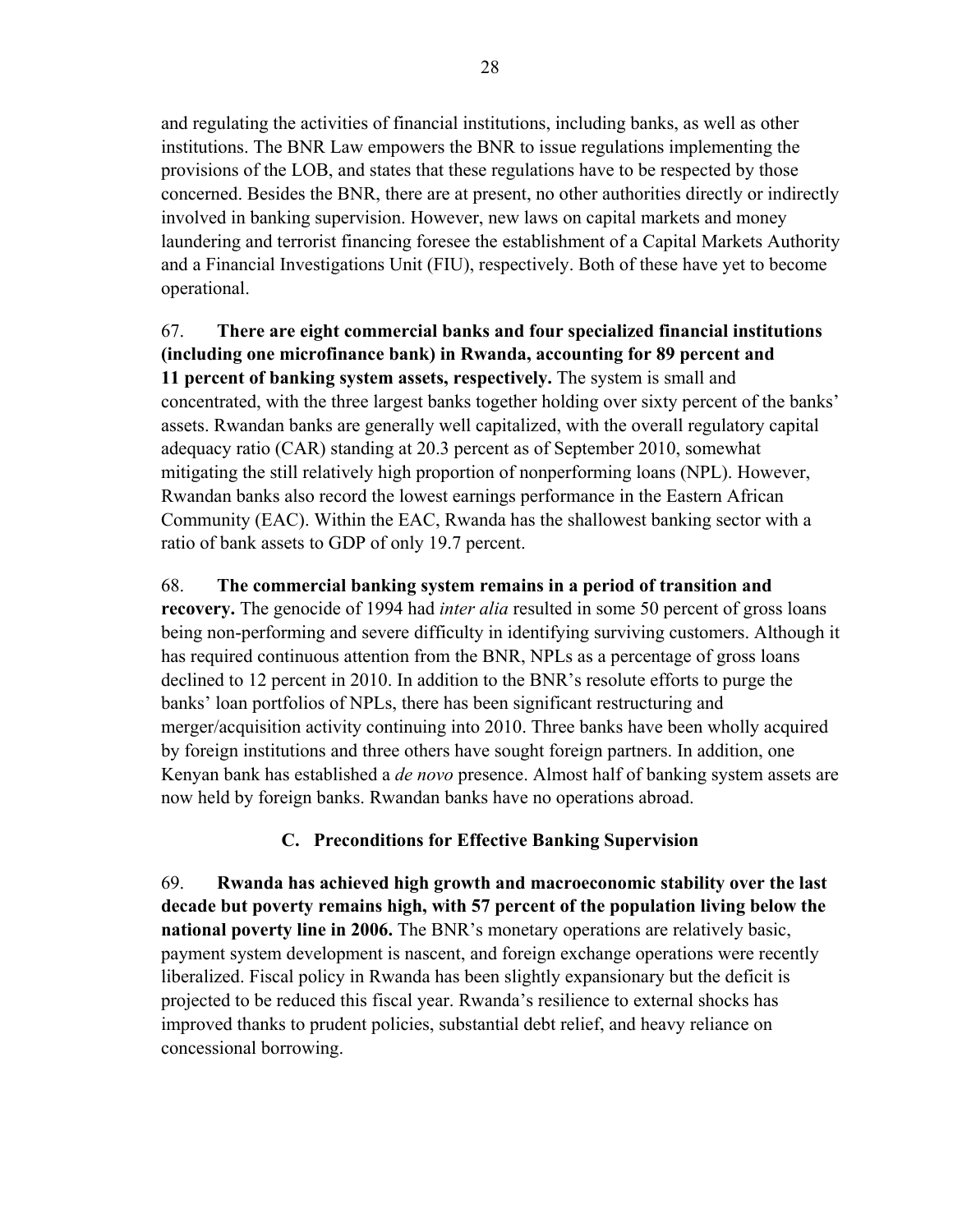and regulating the activities of financial institutions, including banks, as well as other institutions. The BNR Law empowers the BNR to issue regulations implementing the provisions of the LOB, and states that these regulations have to be respected by those concerned. Besides the BNR, there are at present, no other authorities directly or indirectly involved in banking supervision. However, new laws on capital markets and money laundering and terrorist financing foresee the establishment of a Capital Markets Authority and a Financial Investigations Unit (FIU), respectively. Both of these have yet to become operational.

67. **There are eight commercial banks and four specialized financial institutions (including one microfinance bank) in Rwanda, accounting for 89 percent and 11 percent of banking system assets, respectively.** The system is small and concentrated, with the three largest banks together holding over sixty percent of the banks' assets. Rwandan banks are generally well capitalized, with the overall regulatory capital adequacy ratio (CAR) standing at 20.3 percent as of September 2010, somewhat mitigating the still relatively high proportion of nonperforming loans (NPL). However, Rwandan banks also record the lowest earnings performance in the Eastern African Community (EAC). Within the EAC, Rwanda has the shallowest banking sector with a ratio of bank assets to GDP of only 19.7 percent.

68. **The commercial banking system remains in a period of transition and recovery.** The genocide of 1994 had *inter alia* resulted in some 50 percent of gross loans being non-performing and severe difficulty in identifying surviving customers. Although it has required continuous attention from the BNR, NPLs as a percentage of gross loans declined to 12 percent in 2010. In addition to the BNR's resolute efforts to purge the banks' loan portfolios of NPLs, there has been significant restructuring and merger/acquisition activity continuing into 2010. Three banks have been wholly acquired by foreign institutions and three others have sought foreign partners. In addition, one Kenyan bank has established a *de novo* presence. Almost half of banking system assets are now held by foreign banks. Rwandan banks have no operations abroad.

### C. Preconditions for Effective Banking Supervision

69. **Rwanda has achieved high growth and macroeconomic stability over the last decade but poverty remains high, with 57 percent of the population living below the national poverty line in 2006.** The BNR's monetary operations are relatively basic, payment system development is nascent, and foreign exchange operations were recently liberalized. Fiscal policy in Rwanda has been slightly expansionary but the deficit is projected to be reduced this fiscal year. Rwanda's resilience to external shocks has improved thanks to prudent policies, substantial debt relief, and heavy reliance on concessional borrowing.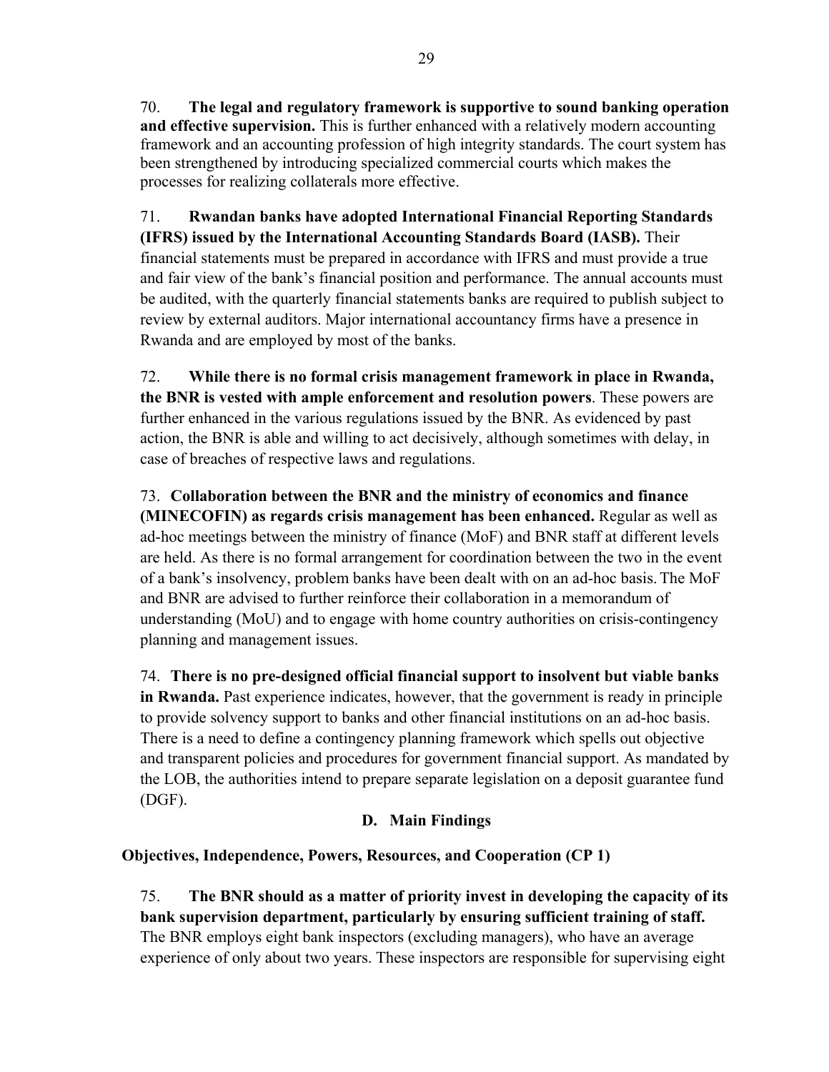70. **The legal and regulatory framework is supportive to sound banking operation and effective supervision.** This is further enhanced with a relatively modern accounting framework and an accounting profession of high integrity standards. The court system has been strengthened by introducing specialized commercial courts which makes the processes for realizing collaterals more effective.

71. **Rwandan banks have adopted International Financial Reporting Standards (IFRS) issued by the International Accounting Standards Board (IASB).** Their financial statements must be prepared in accordance with IFRS and must provide a true and fair view of the bank's financial position and performance. The annual accounts must be audited, with the quarterly financial statements banks are required to publish subject to review by external auditors. Major international accountancy firms have a presence in Rwanda and are employed by most of the banks.

72. **While there is no formal crisis management framework in place in Rwanda, the BNR is vested with ample enforcement and resolution powers**. These powers are further enhanced in the various regulations issued by the BNR. As evidenced by past action, the BNR is able and willing to act decisively, although sometimes with delay, in case of breaches of respective laws and regulations.

73. **Collaboration between the BNR and the ministry of economics and finance (MINECOFIN) as regards crisis management has been enhanced.** Regular as well as ad-hoc meetings between the ministry of finance (MoF) and BNR staff at different levels are held. As there is no formal arrangement for coordination between the two in the event of a bank's insolvency, problem banks have been dealt with on an ad-hoc basis. The MoF and BNR are advised to further reinforce their collaboration in a memorandum of understanding (MoU) and to engage with home country authorities on crisis-contingency planning and management issues.

74. **There is no pre-designed official financial support to insolvent but viable banks in Rwanda.** Past experience indicates, however, that the government is ready in principle to provide solvency support to banks and other financial institutions on an ad-hoc basis. There is a need to define a contingency planning framework which spells out objective and transparent policies and procedures for government financial support. As mandated by the LOB, the authorities intend to prepare separate legislation on a deposit guarantee fund (DGF).

## D. Main Findings

### Objectives, Independence, Powers, Resources, and Cooperation (CP 1)

75. **The BNR should as a matter of priority invest in developing the capacity of its bank supervision department, particularly by ensuring sufficient training of staff.** The BNR employs eight bank inspectors (excluding managers), who have an average experience of only about two years. These inspectors are responsible for supervising eight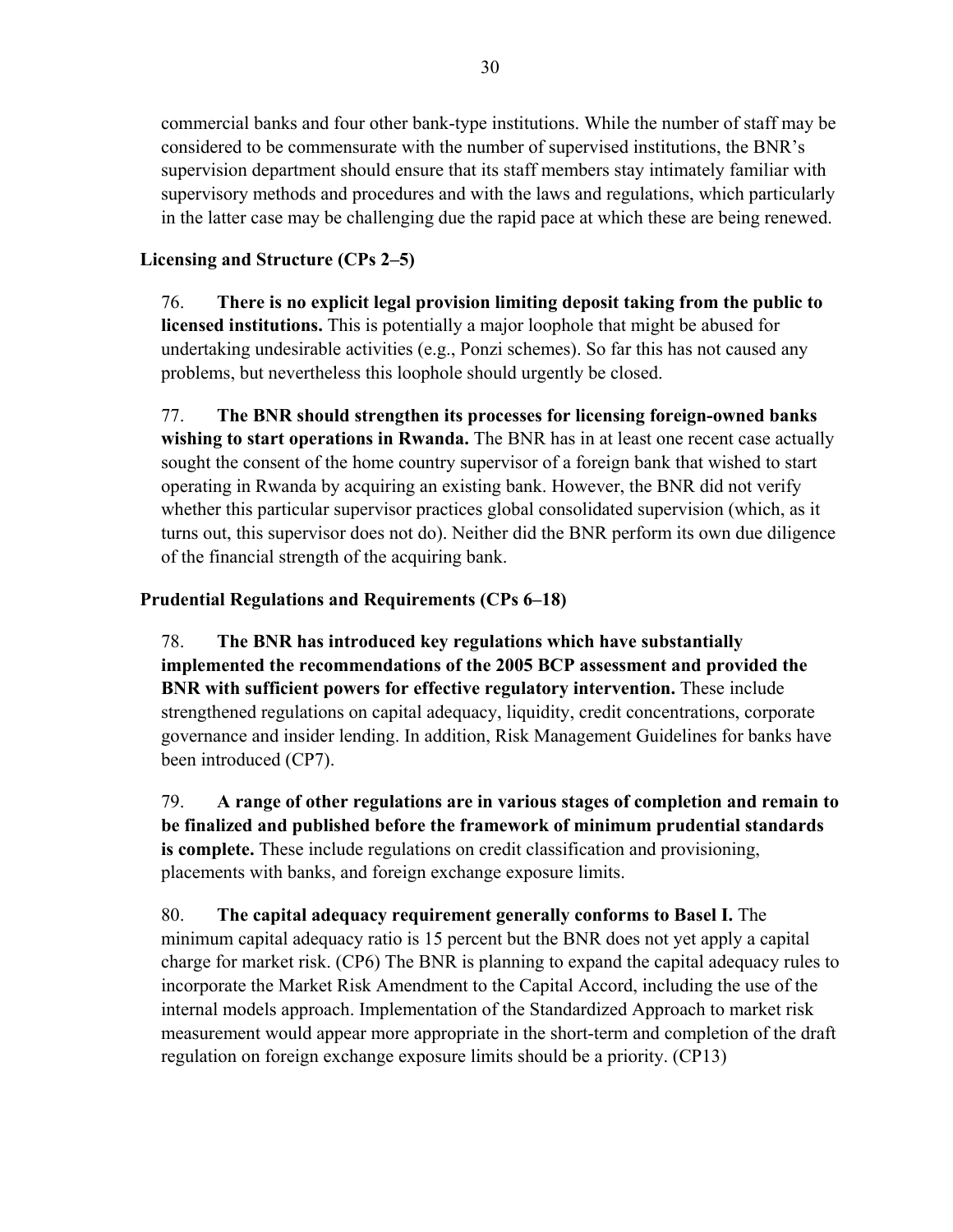commercial banks and four other bank-type institutions. While the number of staff may be considered to be commensurate with the number of supervised institutions, the BNR's supervision department should ensure that its staff members stay intimately familiar with supervisory methods and procedures and with the laws and regulations, which particularly in the latter case may be challenging due the rapid pace at which these are being renewed.

### Licensing and Structure (CPs 2–5)

76. **There is no explicit legal provision limiting deposit taking from the public to licensed institutions.** This is potentially a major loophole that might be abused for undertaking undesirable activities (e.g., Ponzi schemes). So far this has not caused any problems, but nevertheless this loophole should urgently be closed.

77. **The BNR should strengthen its processes for licensing foreign-owned banks wishing to start operations in Rwanda.** The BNR has in at least one recent case actually sought the consent of the home country supervisor of a foreign bank that wished to start operating in Rwanda by acquiring an existing bank. However, the BNR did not verify whether this particular supervisor practices global consolidated supervision (which, as it turns out, this supervisor does not do). Neither did the BNR perform its own due diligence of the financial strength of the acquiring bank.

### Prudential Regulations and Requirements (CPs 6–18)

78. **The BNR has introduced key regulations which have substantially implemented the recommendations of the 2005 BCP assessment and provided the BNR with sufficient powers for effective regulatory intervention.** These include strengthened regulations on capital adequacy, liquidity, credit concentrations, corporate governance and insider lending. In addition, Risk Management Guidelines for banks have been introduced (CP7).

79. **A range of other regulations are in various stages of completion and remain to be finalized and published before the framework of minimum prudential standards is complete.** These include regulations on credit classification and provisioning, placements with banks, and foreign exchange exposure limits.

80. **The capital adequacy requirement generally conforms to Basel I.** The minimum capital adequacy ratio is 15 percent but the BNR does not yet apply a capital charge for market risk. (CP6) The BNR is planning to expand the capital adequacy rules to incorporate the Market Risk Amendment to the Capital Accord, including the use of the internal models approach. Implementation of the Standardized Approach to market risk measurement would appear more appropriate in the short-term and completion of the draft regulation on foreign exchange exposure limits should be a priority. (CP13)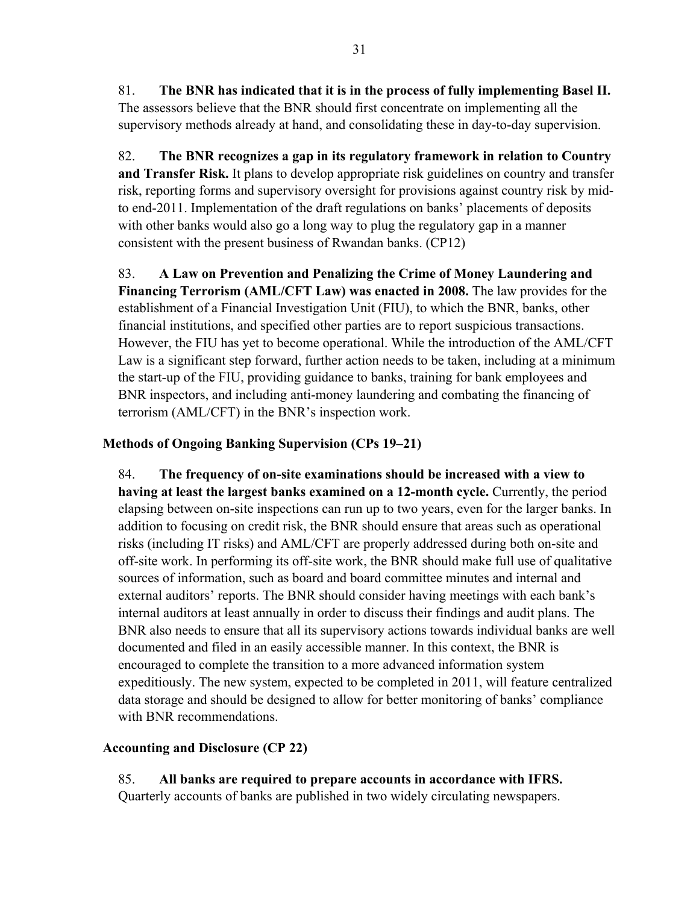81. **The BNR has indicated that it is in the process of fully implementing Basel II.** The assessors believe that the BNR should first concentrate on implementing all the supervisory methods already at hand, and consolidating these in day-to-day supervision.

82. **The BNR recognizes a gap in its regulatory framework in relation to Country and Transfer Risk.** It plans to develop appropriate risk guidelines on country and transfer risk, reporting forms and supervisory oversight for provisions against country risk by mid- to end-2011. Implementation of the draft regulations on banks' placements of deposits with other banks would also go a long way to plug the regulatory gap in a manner consistent with the present business of Rwandan banks. (CP12)

83. **A Law on Prevention and Penalizing the Crime of Money Laundering and Financing Terrorism (AML/CFT Law) was enacted in 2008.** The law provides for the establishment of a Financial Investigation Unit (FIU), to which the BNR, banks, other financial institutions, and specified other parties are to report suspicious transactions. However, the FIU has yet to become operational. While the introduction of the AML/CFT Law is a significant step forward, further action needs to be taken, including at a minimum the start-up of the FIU, providing guidance to banks, training for bank employees and BNR inspectors, and including anti-money laundering and combating the financing of terrorism (AML/CFT) in the BNR's inspection work.

### Methods of Ongoing Banking Supervision (CPs 19–21)

84. **The frequency of on-site examinations should be increased with a view to having at least the largest banks examined on a 12-month cycle.** Currently, the period elapsing between on-site inspections can run up to two years, even for the larger banks. In addition to focusing on credit risk, the BNR should ensure that areas such as operational risks (including IT risks) and AML/CFT are properly addressed during both on-site and off-site work. In performing its off-site work, the BNR should make full use of qualitative sources of information, such as board and board committee minutes and internal and external auditors' reports. The BNR should consider having meetings with each bank's internal auditors at least annually in order to discuss their findings and audit plans. The BNR also needs to ensure that all its supervisory actions towards individual banks are well documented and filed in an easily accessible manner. In this context, the BNR is encouraged to complete the transition to a more advanced information system expeditiously. The new system, expected to be completed in 2011, will feature centralized data storage and should be designed to allow for better monitoring of banks' compliance with BNR recommendations.

### Accounting and Disclosure (CP 22)

85. **All banks are required to prepare accounts in accordance with IFRS.** Quarterly accounts of banks are published in two widely circulating newspapers.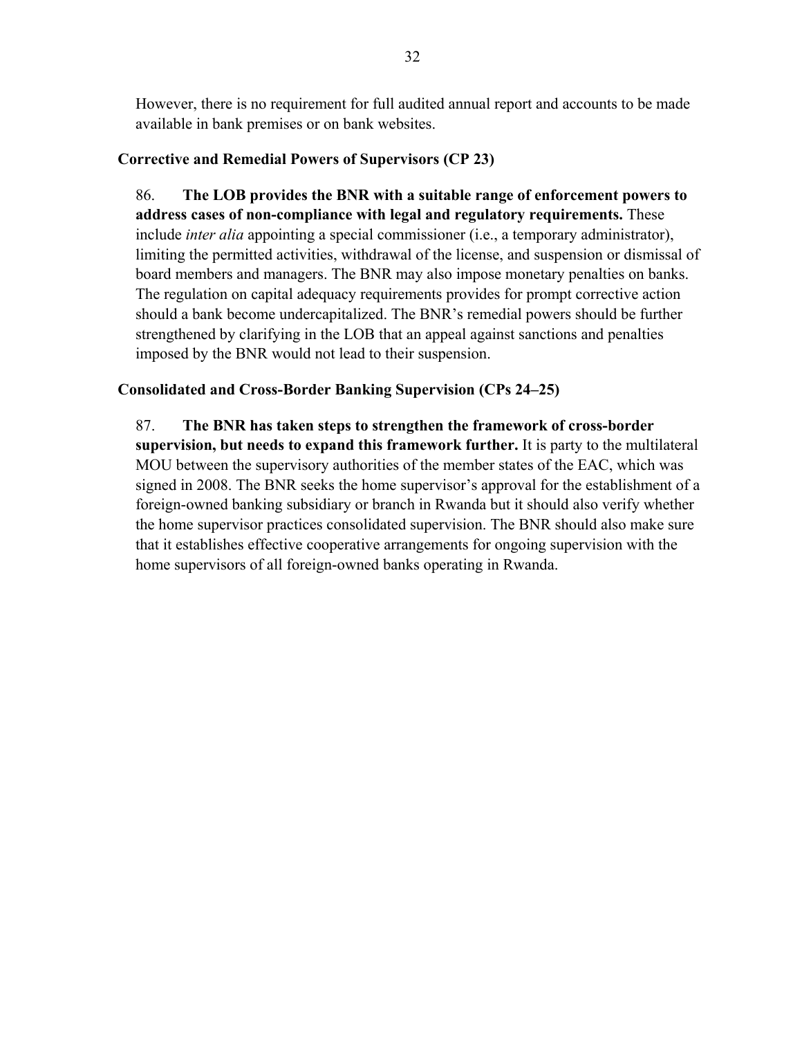However, there is no requirement for full audited annual report and accounts to be made available in bank premises or on bank websites.

### Corrective and Remedial Powers of Supervisors (CP 23)

86. **The LOB provides the BNR with a suitable range of enforcement powers to address cases of non-compliance with legal and regulatory requirements.** These include *inter alia* appointing a special commissioner (i.e., a temporary administrator), limiting the permitted activities, withdrawal of the license, and suspension or dismissal of board members and managers. The BNR may also impose monetary penalties on banks. The regulation on capital adequacy requirements provides for prompt corrective action should a bank become undercapitalized. The BNR's remedial powers should be further strengthened by clarifying in the LOB that an appeal against sanctions and penalties imposed by the BNR would not lead to their suspension.

### Consolidated and Cross-Border Banking Supervision (CPs 24–25)

87. **The BNR has taken steps to strengthen the framework of cross-border supervision, but needs to expand this framework further.** It is party to the multilateral MOU between the supervisory authorities of the member states of the EAC, which was signed in 2008. The BNR seeks the home supervisor's approval for the establishment of a foreign-owned banking subsidiary or branch in Rwanda but it should also verify whether the home supervisor practices consolidated supervision. The BNR should also make sure that it establishes effective cooperative arrangements for ongoing supervision with the home supervisors of all foreign-owned banks operating in Rwanda.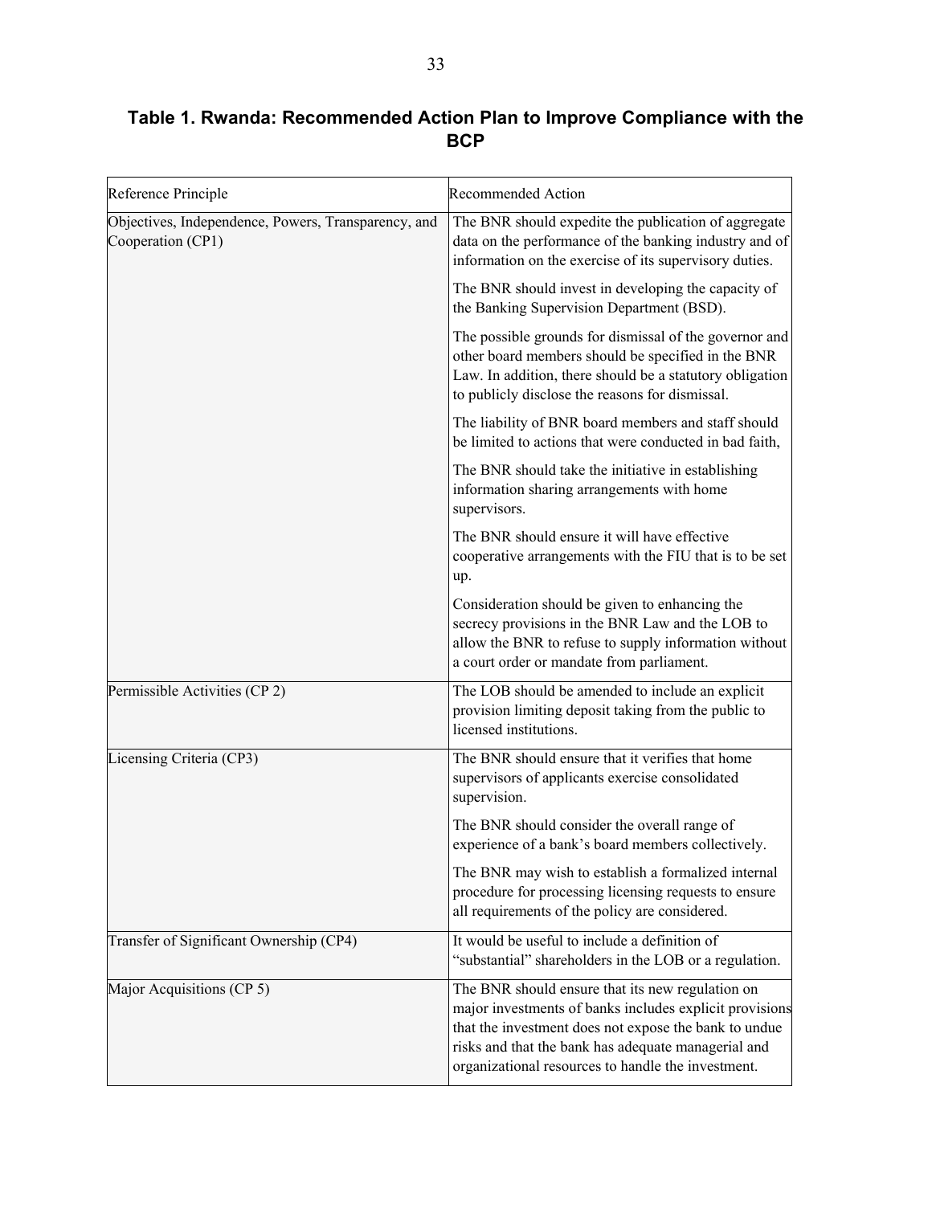## Table 1. Rwanda: Recommended Action Plan to Improve Compliance with the BCP

| Reference Principle | Recommended Action |
| --- | --- |
| Objectives, Independence, Powers, Transparency, and Cooperation (CP1) | The BNR should expedite the publication of aggregate data on the performance of the banking industry and of information on the exercise of its supervisory duties. |
| | The BNR should invest in developing the capacity of the Banking Supervision Department (BSD). |
| | The possible grounds for dismissal of the governor and other board members should be specified in the BNR Law. In addition, there should be a statutory obligation to publicly disclose the reasons for dismissal. |
| | The liability of BNR board members and staff should be limited to actions that were conducted in bad faith, |
| | The BNR should take the initiative in establishing information sharing arrangements with home supervisors. |
| | The BNR should ensure it will have effective cooperative arrangements with the FIU that is to be set up. |
| | Consideration should be given to enhancing the secrecy provisions in the BNR Law and the LOB to allow the BNR to refuse to supply information without a court order or mandate from parliament. |
| Permissible Activities (CP 2) | The LOB should be amended to include an explicit provision limiting deposit taking from the public to licensed institutions. |
| Licensing Criteria (CP3) | The BNR should ensure that it verifies that home supervisors of applicants exercise consolidated supervision. |
| | The BNR should consider the overall range of experience of a bank's board members collectively. |
| | The BNR may wish to establish a formalized internal procedure for processing licensing requests to ensure all requirements of the policy are considered. |
| Transfer of Significant Ownership (CP4) | It would be useful to include a definition of "substantial" shareholders in the LOB or a regulation. |
| Major Acquisitions (CP 5) | The BNR should ensure that its new regulation on major investments of banks includes explicit provisions that the investment does not expose the bank to undue risks and that the bank has adequate managerial and organizational resources to handle the investment. |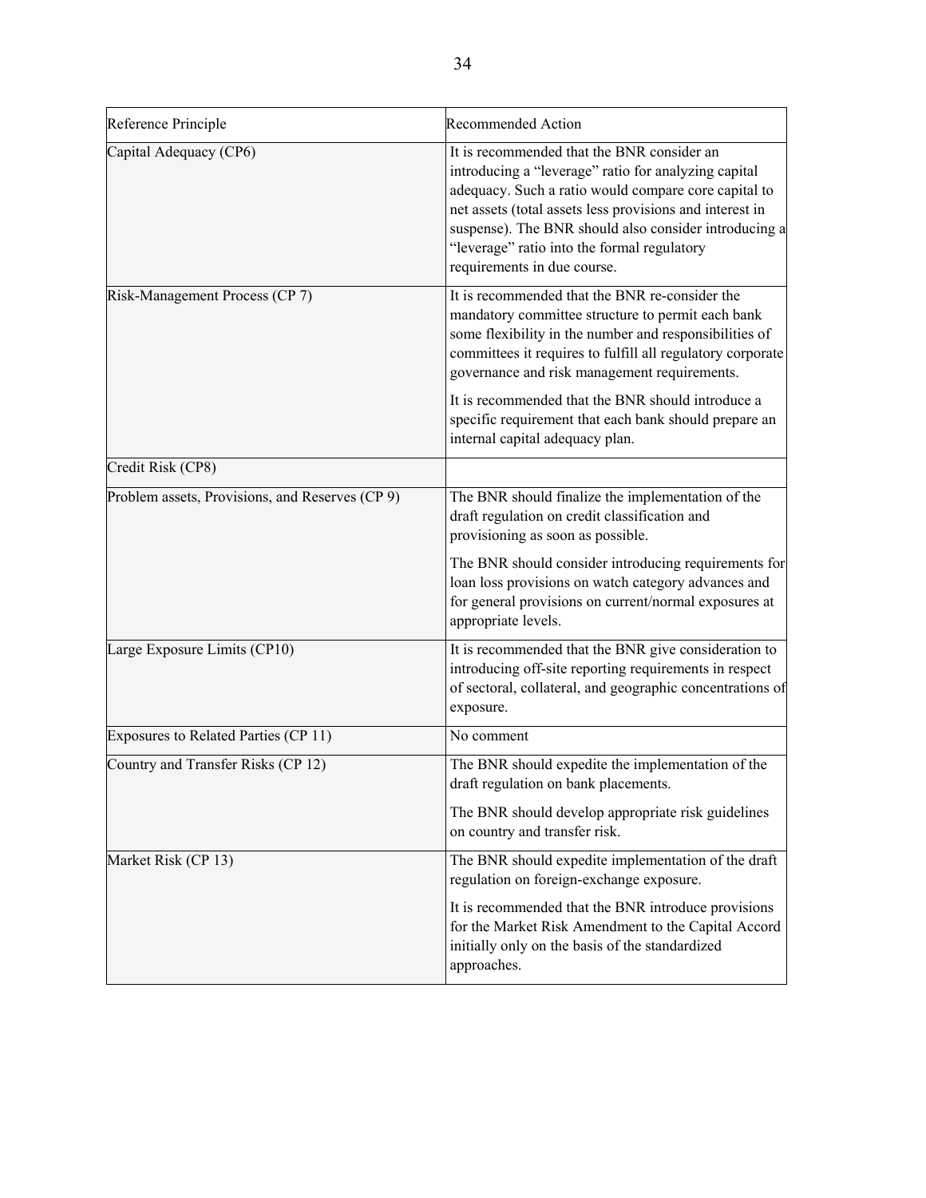| Reference Principle | Recommended Action |
|---|---|
| Capital Adequacy (CP6) | It is recommended that the BNR consider an introducing a "leverage" ratio for analyzing capital adequacy. Such a ratio would compare core capital to net assets (total assets less provisions and interest in suspense). The BNR should also consider introducing a "leverage" ratio into the formal regulatory requirements in due course. |
| Risk-Management Process (CP 7) | It is recommended that the BNR re-consider the mandatory committee structure to permit each bank some flexibility in the number and responsibilities of committees it requires to fulfill all regulatory corporate governance and risk management requirements.<br><br>It is recommended that the BNR should introduce a specific requirement that each bank should prepare an internal capital adequacy plan. |
| Credit Risk (CP8) | |
| Problem assets, Provisions, and Reserves (CP 9) | The BNR should finalize the implementation of the draft regulation on credit classification and provisioning as soon as possible.<br><br>The BNR should consider introducing requirements for loan loss provisions on watch category advances and for general provisions on current/normal exposures at appropriate levels. |
| Large Exposure Limits (CP10) | It is recommended that the BNR give consideration to introducing off-site reporting requirements in respect of sectoral, collateral, and geographic concentrations of exposure. |
| Exposures to Related Parties (CP 11) | No comment |
| Country and Transfer Risks (CP 12) | The BNR should expedite the implementation of the draft regulation on bank placements.<br><br>The BNR should develop appropriate risk guidelines on country and transfer risk. |
| Market Risk (CP 13) | The BNR should expedite implementation of the draft regulation on foreign-exchange exposure.<br><br>It is recommended that the BNR introduce provisions for the Market Risk Amendment to the Capital Accord initially only on the basis of the standardized approaches. |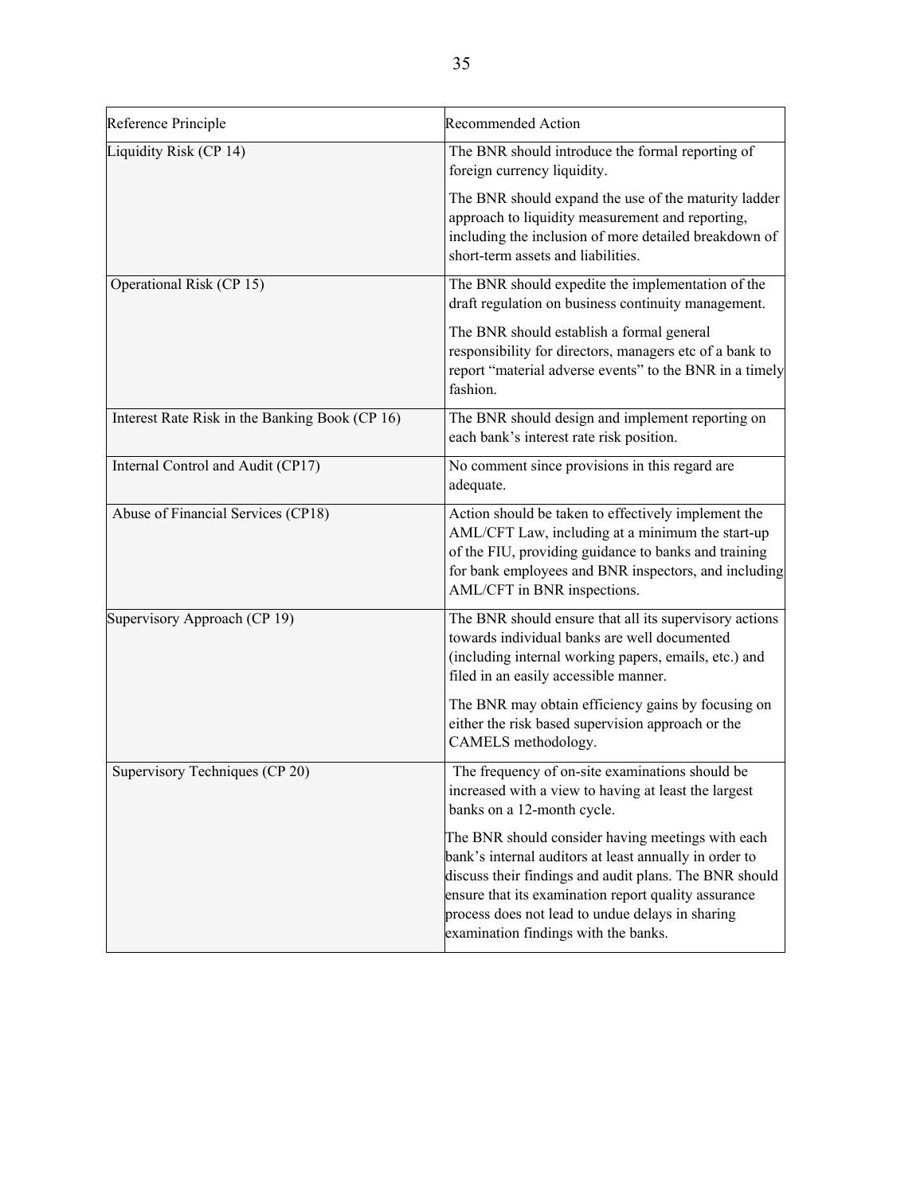| Reference Principle | Recommended Action |
| --- | --- |
| Liquidity Risk (CP 14) | The BNR should introduce the formal reporting of foreign currency liquidity.<br><br>The BNR should expand the use of the maturity ladder approach to liquidity measurement and reporting, including the inclusion of more detailed breakdown of short-term assets and liabilities. |
| Operational Risk (CP 15) | The BNR should expedite the implementation of the draft regulation on business continuity management.<br><br>The BNR should establish a formal general responsibility for directors, managers etc of a bank to report "material adverse events" to the BNR in a timely fashion. |
| Interest Rate Risk in the Banking Book (CP 16) | The BNR should design and implement reporting on each bank's interest rate risk position. |
| Internal Control and Audit (CP17) | No comment since provisions in this regard are adequate. |
| Abuse of Financial Services (CP18) | Action should be taken to effectively implement the AML/CFT Law, including at a minimum the start-up of the FIU, providing guidance to banks and training for bank employees and BNR inspectors, and including AML/CFT in BNR inspections. |
| Supervisory Approach (CP 19) | The BNR should ensure that all its supervisory actions towards individual banks are well documented (including internal working papers, emails, etc.) and filed in an easily accessible manner.<br><br>The BNR may obtain efficiency gains by focusing on either the risk based supervision approach or the CAMELS methodology. |
| Supervisory Techniques (CP 20) | The frequency of on-site examinations should be increased with a view to having at least the largest banks on a 12-month cycle.<br><br>The BNR should consider having meetings with each bank's internal auditors at least annually in order to discuss their findings and audit plans. The BNR should ensure that its examination report quality assurance process does not lead to undue delays in sharing examination findings with the banks. |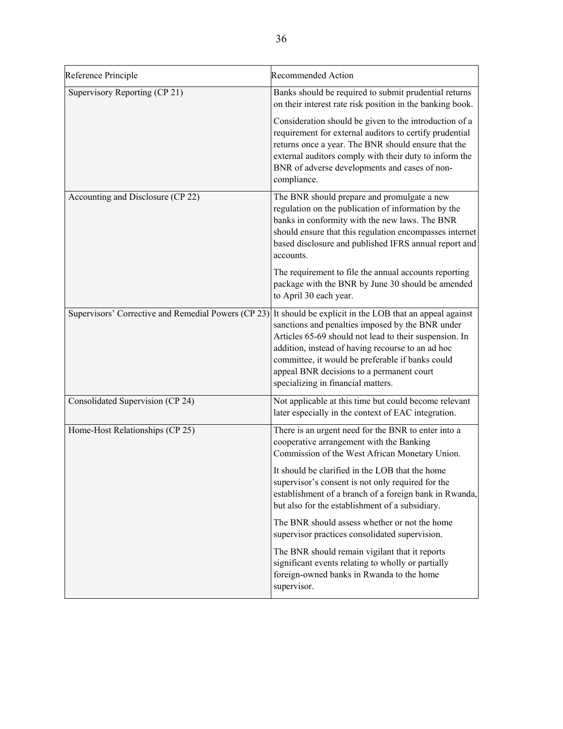| Reference Principle | Recommended Action |
|---|---|
| Supervisory Reporting (CP 21) | Banks should be required to submit prudential returns on their interest rate risk position in the banking book.<br><br>Consideration should be given to the introduction of a requirement for external auditors to certify prudential returns once a year. The BNR should ensure that the external auditors comply with their duty to inform the BNR of adverse developments and cases of non-compliance. |
| Accounting and Disclosure (CP 22) | The BNR should prepare and promulgate a new regulation on the publication of information by the banks in conformity with the new laws. The BNR should ensure that this regulation encompasses internet based disclosure and published IFRS annual report and accounts.<br><br>The requirement to file the annual accounts reporting package with the BNR by June 30 should be amended to April 30 each year. |
| Supervisors' Corrective and Remedial Powers (CP 23) | It should be explicit in the LOB that an appeal against sanctions and penalties imposed by the BNR under Articles 65-69 should not lead to their suspension. In addition, instead of having recourse to an ad hoc committee, it would be preferable if banks could appeal BNR decisions to a permanent court specializing in financial matters. |
| Consolidated Supervision (CP 24) | Not applicable at this time but could become relevant later especially in the context of EAC integration. |
| Home-Host Relationships (CP 25) | There is an urgent need for the BNR to enter into a cooperative arrangement with the Banking Commission of the West African Monetary Union.<br><br>It should be clarified in the LOB that the home supervisor's consent is not only required for the establishment of a branch of a foreign bank in Rwanda, but also for the establishment of a subsidiary.<br><br>The BNR should assess whether or not the home supervisor practices consolidated supervision.<br><br>The BNR should remain vigilant that it reports significant events relating to wholly or partially foreign-owned banks in Rwanda to the home supervisor. |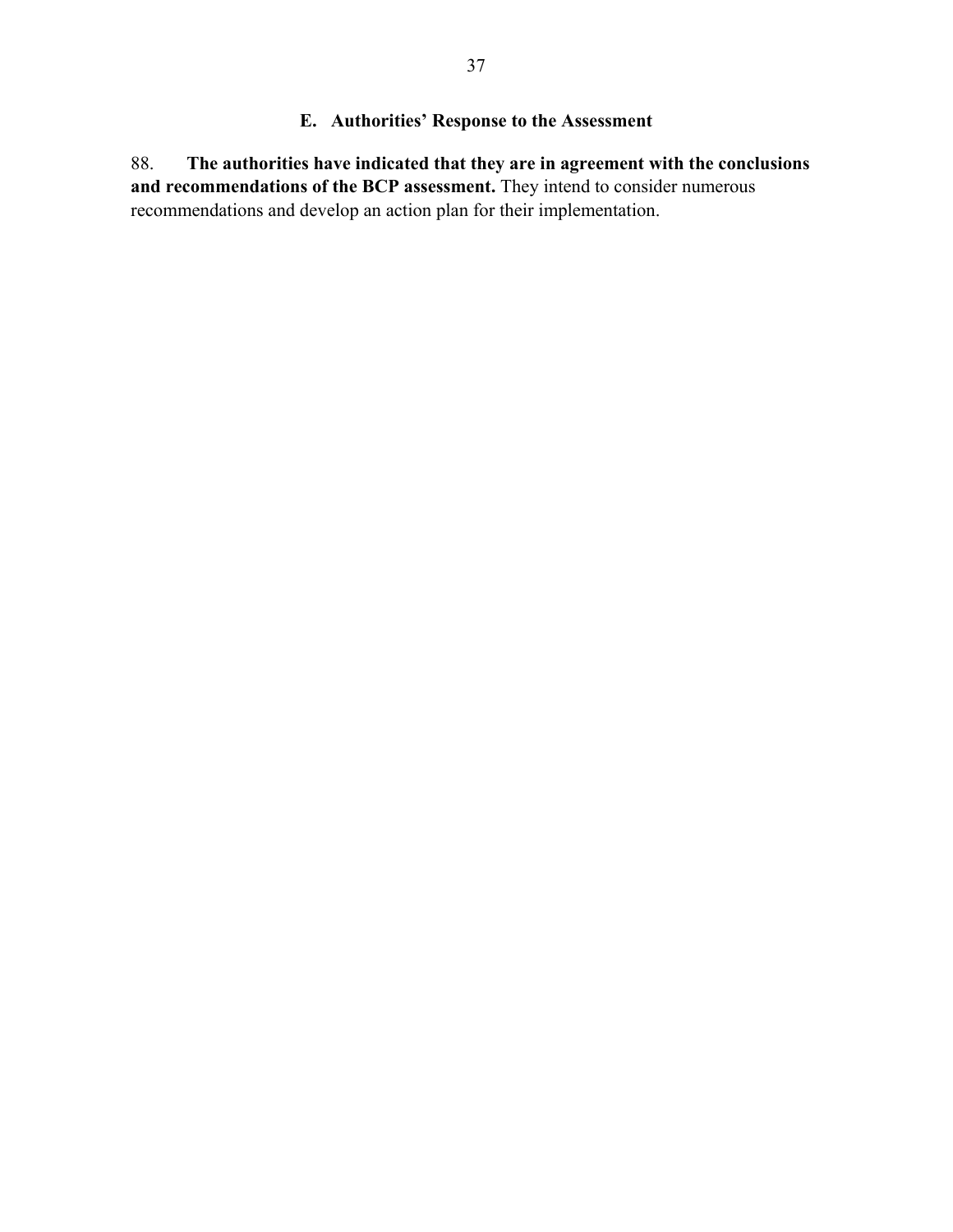## E. Authorities' Response to the Assessment

88. **The authorities have indicated that they are in agreement with the conclusions and recommendations of the BCP assessment.** They intend to consider numerous recommendations and develop an action plan for their implementation.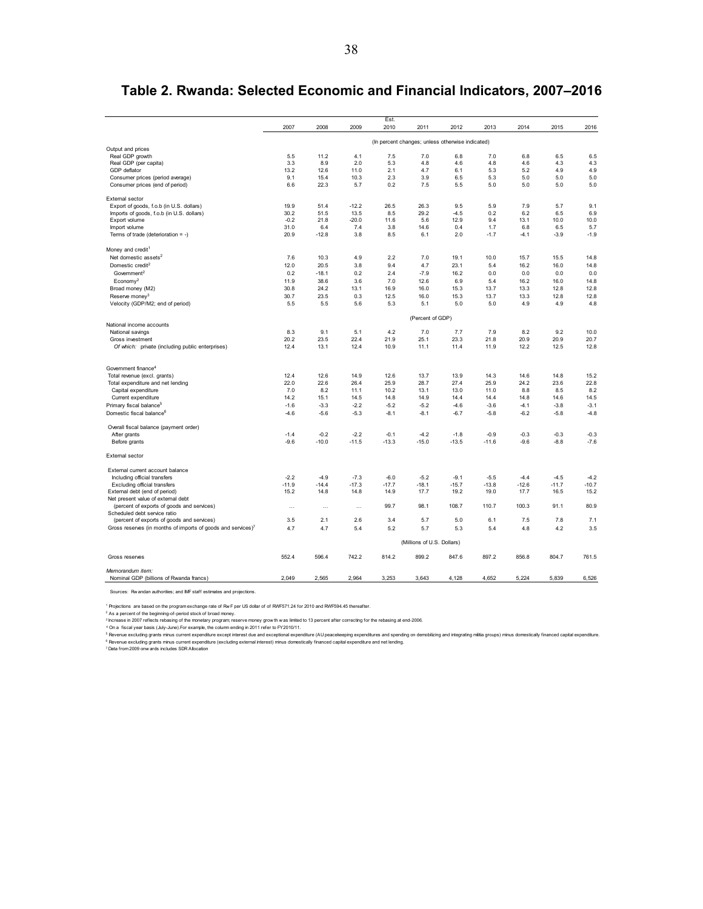# Table 2. Rwanda: Selected Economic and Financial Indicators, 2007–2016

| | 2007 | 2008 | 2009 | Est. 2010 | 2011 | 2012 | 2013 | 2014 | 2015 | 2016 |
|---|---|---|---|---|---|---|---|---|---|---|
| | (In percent changes; unless otherwise indicated) | | | | | | | | | |
| Output and prices | | | | | | | | | | |
| Real GDP growth | 5.5 | 11.2 | 4.1 | 7.5 | 7.0 | 6.8 | 7.0 | 6.8 | 6.5 | 6.5 |
| Real GDP (per capita) | 3.3 | 8.9 | 2.0 | 5.3 | 4.8 | 4.6 | 4.8 | 4.6 | 4.3 | 4.3 |
| GDP deflator | 13.2 | 12.6 | 11.0 | 2.1 | 4.7 | 6.1 | 5.3 | 5.2 | 4.9 | 4.9 |
| Consumer prices (period average) | 9.1 | 15.4 | 10.3 | 2.3 | 3.9 | 6.5 | 5.3 | 5.0 | 5.0 | 5.0 |
| Consumer prices (end of period) | 6.6 | 22.3 | 5.7 | 0.2 | 7.5 | 5.5 | 5.0 | 5.0 | 5.0 | 5.0 |
| External sector | | | | | | | | | | |
| Export of goods, f.o.b (in U.S. dollars) | 19.9 | 51.4 | -12.2 | 26.5 | 26.3 | 9.5 | 5.9 | 7.9 | 5.7 | 9.1 |
| Imports of goods, f.o.b (in U.S. dollars) | 30.2 | 51.5 | 13.5 | 8.5 | 29.2 | -4.5 | 0.2 | 6.2 | 6.5 | 6.9 |
| Export volume | -0.2 | 21.8 | -20.0 | 11.6 | 5.6 | 12.9 | 9.4 | 13.1 | 10.0 | 10.0 |
| Import volume | 31.0 | 6.4 | 7.4 | 3.8 | 14.6 | 0.4 | 1.7 | 6.8 | 6.5 | 5.7 |
| Terms of trade (deterioration = -) | 20.9 | -12.8 | 3.8 | 8.5 | 6.1 | 2.0 | -1.7 | -4.1 | -3.9 | -1.9 |
| Money and credit[1] | | | | | | | | | | |
| Net domestic assets[2] | 7.6 | 10.3 | 4.9 | 2.2 | 7.0 | 19.1 | 10.0 | 15.7 | 15.5 | 14.8 |
| Domestic credit[2] | 12.0 | 20.5 | 3.8 | 9.4 | 4.7 | 23.1 | 5.4 | 16.2 | 16.0 | 14.8 |
| Government[2] | 0.2 | -18.1 | 0.2 | 2.4 | -7.9 | 16.2 | 0.0 | 0.0 | 0.0 | 0.0 |
| Economy[2] | 11.9 | 38.6 | 3.6 | 7.0 | 12.6 | 6.9 | 5.4 | 16.2 | 16.0 | 14.8 |
| Broad money (M2) | 30.8 | 24.2 | 13.1 | 16.9 | 16.0 | 15.3 | 13.7 | 13.3 | 12.8 | 12.8 |
| Reserve money[3] | 30.7 | 23.5 | 0.3 | 12.5 | 16.0 | 15.3 | 13.7 | 13.3 | 12.8 | 12.8 |
| Velocity (GDP/M2; end of period) | 5.5 | 5.5 | 5.6 | 5.3 | 5.1 | 5.0 | 5.0 | 4.9 | 4.9 | 4.8 |
| | (Percent of GDP) | | | | | | | | | |
| National income accounts | | | | | | | | | | |
| National savings | 8.3 | 9.1 | 5.1 | 4.2 | 7.0 | 7.7 | 7.9 | 8.2 | 9.2 | 10.0 |
| Gross investment | 20.2 | 23.5 | 22.4 | 21.9 | 25.1 | 23.3 | 21.8 | 20.9 | 20.9 | 20.7 |
| *Of which:* private (including public enterprises) | 12.4 | 13.1 | 12.4 | 10.9 | 11.1 | 11.4 | 11.9 | 12.2 | 12.5 | 12.8 |
| Government finance[4] | | | | | | | | | | |
| Total revenue (excl. grants) | 12.4 | 12.6 | 14.9 | 12.6 | 13.7 | 13.9 | 14.3 | 14.6 | 14.8 | 15.2 |
| Total expenditure and net lending | 22.0 | 22.6 | 26.4 | 25.9 | 28.7 | 27.4 | 25.9 | 24.2 | 23.6 | 22.8 |
| Capital expenditure | 7.0 | 8.2 | 11.1 | 10.2 | 13.1 | 13.0 | 11.0 | 8.8 | 8.5 | 8.2 |
| Current expenditure | 14.2 | 15.1 | 14.5 | 14.8 | 14.9 | 14.4 | 14.4 | 14.8 | 14.6 | 14.5 |
| Primary fiscal balance[5] | -1.6 | -3.3 | -2.2 | -5.2 | -5.2 | -4.6 | -3.6 | -4.1 | -3.8 | -3.1 |
| Domestic fiscal balance[6] | -4.6 | -5.6 | -5.3 | -8.1 | -8.1 | -6.7 | -5.8 | -6.2 | -5.8 | -4.8 |
| Overall fiscal balance (payment order) | | | | | | | | | | |
| After grants | -1.4 | -0.2 | -2.2 | -0.1 | -4.2 | -1.8 | -0.9 | -0.3 | -0.3 | -0.3 |
| Before grants | -9.6 | -10.0 | -11.5 | -13.3 | -15.0 | -13.5 | -11.6 | -9.6 | -8.8 | -7.6 |
| External sector | | | | | | | | | | |
| External current account balance | | | | | | | | | | |
| Including official transfers | -2.2 | -4.9 | -7.3 | -6.0 | -5.2 | -9.1 | -5.5 | -4.4 | -4.5 | -4.2 |
| Excluding official transfers | -11.9 | -14.4 | -17.3 | -17.7 | -18.1 | -15.7 | -13.8 | -12.6 | -11.7 | -10.7 |
| External debt (end of period) | 15.2 | 14.8 | 14.8 | 14.9 | 17.7 | 19.2 | 19.0 | 17.7 | 16.5 | 15.2 |
| Net present value of external debt | | | | | | | | | | |
| (percent of exports of goods and services) | … | … | … | 99.7 | 98.1 | 108.7 | 110.7 | 100.3 | 91.1 | 80.9 |
| Scheduled debt service ratio | | | | | | | | | | |
| (percent of exports of goods and services) | 3.5 | 2.1 | 2.6 | 3.4 | 5.7 | 5.0 | 6.1 | 7.5 | 7.8 | 7.1 |
| Gross reserves (in months of imports of goods and services)[7] | 4.7 | 4.7 | 5.4 | 5.2 | 5.7 | 5.3 | 5.4 | 4.8 | 4.2 | 3.5 |
| | (Millions of U.S. Dollars) | | | | | | | | | |
| Gross reserves | 552.4 | 596.4 | 742.2 | 814.2 | 899.2 | 847.6 | 897.2 | 856.8 | 804.7 | 761.5 |
| *Memorandum item:* | | | | | | | | | | |
| Nominal GDP (billions of Rwanda francs) | 2,049 | 2,565 | 2,964 | 3,253 | 3,643 | 4,128 | 4,652 | 5,224 | 5,839 | 6,526 |

Sources: Rwandan authorities; and IMF staff estimates and projections.

[1] Projections are based on the program exchange rate of RwF per US dollar of of RWF571.24 for 2010 and RWF594.45 thereafter.

[2] As a percent of the beginning-of-period stock of broad money.

[3] Increase in 2007 reflects rebasing of the monetary program; reserve money growth was limited to 13 percent after correcting for the rebasing at end-2006.

[4] On a fiscal year basis (July-June).For example, the column ending in 2011 refer to FY2010/11.

[5] Revenue excluding grants minus current expenditure except interest due and exceptional expenditure (AU peacekeeping expenditures and spending on demobilizing and integrating militia groups) minus domestically financed capital expenditure.

[6] Revenue excluding grants minus current expenditure (excluding external interest) minus domestically financed capital expenditure and net lending.

[7] Data from 2009 onwards includes SDR Allocation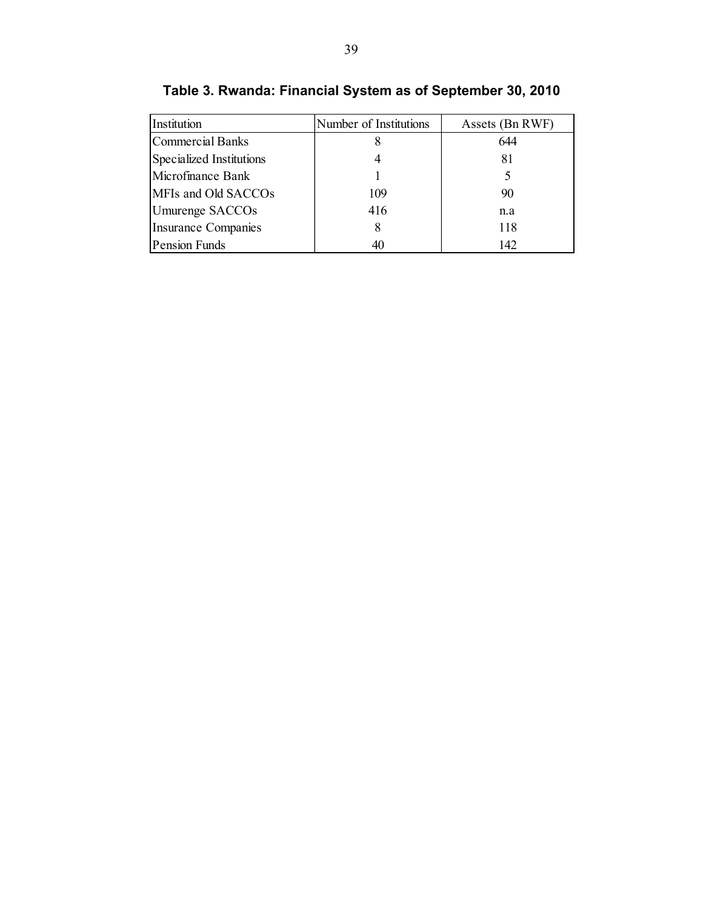**Table 3. Rwanda: Financial System as of September 30, 2010**

| Institution | Number of Institutions | Assets (Bn RWF) |
|---|---|---|
| Commercial Banks | 8 | 644 |
| Specialized Institutions | 4 | 81 |
| Microfinance Bank | 1 | 5 |
| MFIs and Old SACCOs | 109 | 90 |
| Umurenge SACCOs | 416 | n.a |
| Insurance Companies | 8 | 118 |
| Pension Funds | 40 | 142 |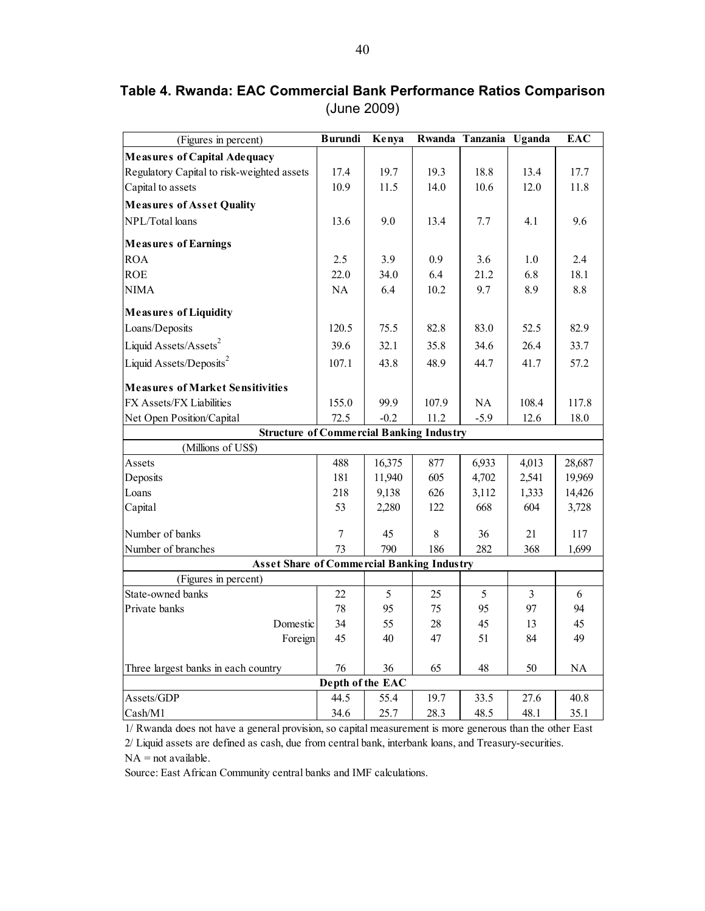## Table 4. Rwanda: EAC Commercial Bank Performance Ratios Comparison

(June 2009)

| (Figures in percent) | Burundi | Kenya | Rwanda | Tanzania | Uganda | EAC |
|---|---|---|---|---|---|---|
| **Measures of Capital Adequacy** | | | | | | |
| Regulatory Capital to risk-weighted assets | 17.4 | 19.7 | 19.3 | 18.8 | 13.4 | 17.7 |
| Capital to assets | 10.9 | 11.5 | 14.0 | 10.6 | 12.0 | 11.8 |
| **Measures of Asset Quality** | | | | | | |
| NPL/Total loans | 13.6 | 9.0 | 13.4 | 7.7 | 4.1 | 9.6 |
| **Measures of Earnings** | | | | | | |
| ROA | 2.5 | 3.9 | 0.9 | 3.6 | 1.0 | 2.4 |
| ROE | 22.0 | 34.0 | 6.4 | 21.2 | 6.8 | 18.1 |
| NIMA | NA | 6.4 | 10.2 | 9.7 | 8.9 | 8.8 |
| **Measures of Liquidity** | | | | | | |
| Loans/Deposits | 120.5 | 75.5 | 82.8 | 83.0 | 52.5 | 82.9 |
| Liquid Assets/Assets[2] | 39.6 | 32.1 | 35.8 | 34.6 | 26.4 | 33.7 |
| Liquid Assets/Deposits[2] | 107.1 | 43.8 | 48.9 | 44.7 | 41.7 | 57.2 |
| **Measures of Market Sensitivities** | | | | | | |
| FX Assets/FX Liabilities | 155.0 | 99.9 | 107.9 | NA | 108.4 | 117.8 |
| Net Open Position/Capital | 72.5 | -0.2 | 11.2 | -5.9 | 12.6 | 18.0 |
| **Structure of Commercial Banking Industry** | | | | | | |
| (Millions of US$) | | | | | | |
| Assets | 488 | 16,375 | 877 | 6,933 | 4,013 | 28,687 |
| Deposits | 181 | 11,940 | 605 | 4,702 | 2,541 | 19,969 |
| Loans | 218 | 9,138 | 626 | 3,112 | 1,333 | 14,426 |
| Capital | 53 | 2,280 | 122 | 668 | 604 | 3,728 |
| Number of banks | 7 | 45 | 8 | 36 | 21 | 117 |
| Number of branches | 73 | 790 | 186 | 282 | 368 | 1,699 |
| **Asset Share of Commercial Banking Industry** | | | | | | |
| (Figures in percent) | | | | | | |
| State-owned banks | 22 | 5 | 25 | 5 | 3 | 6 |
| Private banks | 78 | 95 | 75 | 95 | 97 | 94 |
| Domestic | 34 | 55 | 28 | 45 | 13 | 45 |
| Foreign | 45 | 40 | 47 | 51 | 84 | 49 |
| Three largest banks in each country | 76 | 36 | 65 | 48 | 50 | NA |
| **Depth of the EAC** | | | | | | |
| Assets/GDP | 44.5 | 55.4 | 19.7 | 33.5 | 27.6 | 40.8 |
| Cash/M1 | 34.6 | 25.7 | 28.3 | 48.5 | 48.1 | 35.1 |

1/ Rwanda does not have a general provision, so capital measurement is more generous than the other East

2/ Liquid assets are defined as cash, due from central bank, interbank loans, and Treasury-securities.

NA = not available.

Source: East African Community central banks and IMF calculations.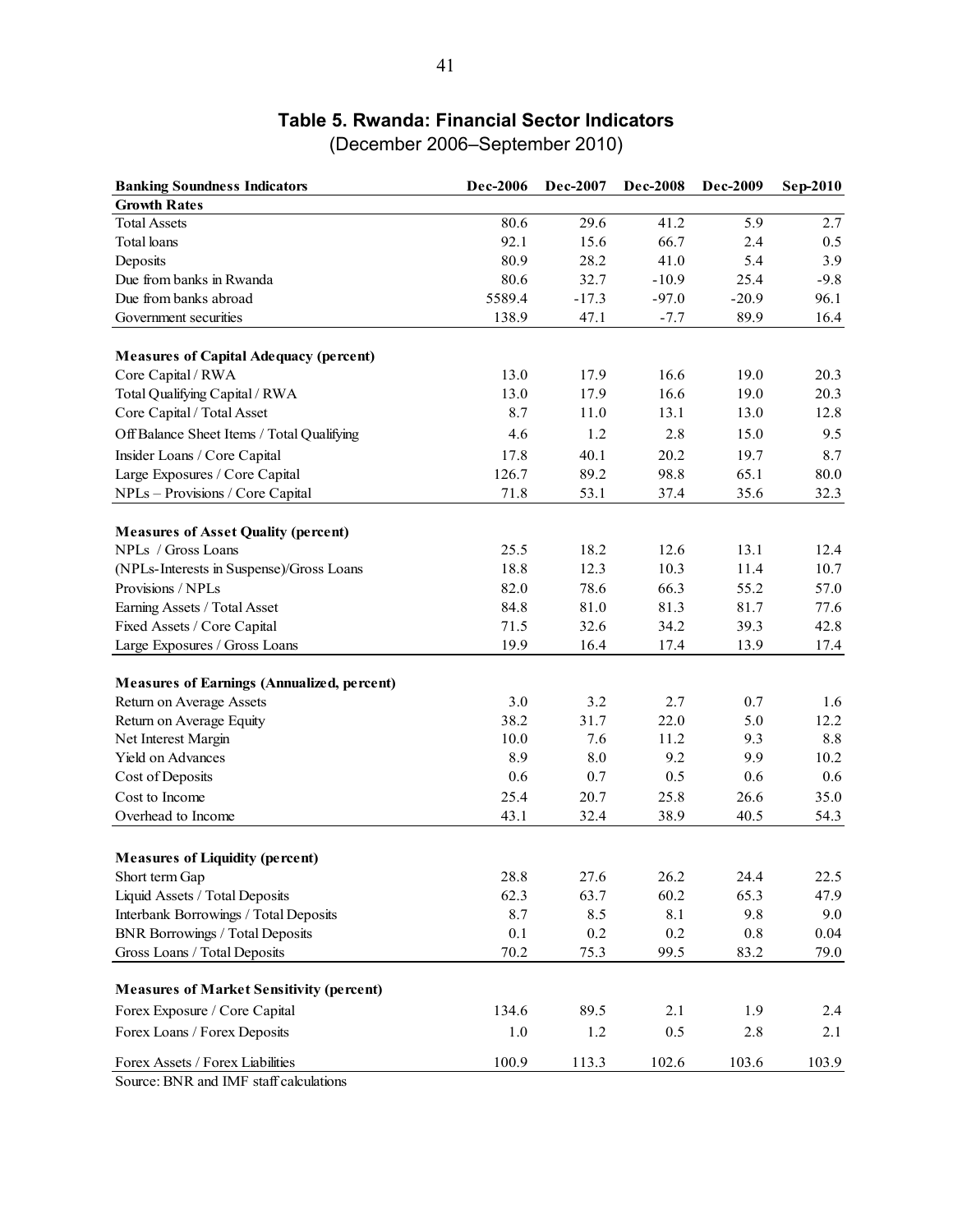## Table 5. Rwanda: Financial Sector Indicators

(December 2006–September 2010)

| Banking Soundness Indicators | Dec-2006 | Dec-2007 | Dec-2008 | Dec-2009 | Sep-2010 |
|---|---|---|---|---|---|
| **Growth Rates** | | | | | |
| Total Assets | 80.6 | 29.6 | 41.2 | 5.9 | 2.7 |
| Total loans | 92.1 | 15.6 | 66.7 | 2.4 | 0.5 |
| Deposits | 80.9 | 28.2 | 41.0 | 5.4 | 3.9 |
| Due from banks in Rwanda | 80.6 | 32.7 | -10.9 | 25.4 | -9.8 |
| Due from banks abroad | 5589.4 | -17.3 | -97.0 | -20.9 | 96.1 |
| Government securities | 138.9 | 47.1 | -7.7 | 89.9 | 16.4 |
| | | | | | |
| **Measures of Capital Adequacy (percent)** | | | | | |
| Core Capital / RWA | 13.0 | 17.9 | 16.6 | 19.0 | 20.3 |
| Total Qualifying Capital / RWA | 13.0 | 17.9 | 16.6 | 19.0 | 20.3 |
| Core Capital / Total Asset | 8.7 | 11.0 | 13.1 | 13.0 | 12.8 |
| Off Balance Sheet Items / Total Qualifying | 4.6 | 1.2 | 2.8 | 15.0 | 9.5 |
| Insider Loans / Core Capital | 17.8 | 40.1 | 20.2 | 19.7 | 8.7 |
| Large Exposures / Core Capital | 126.7 | 89.2 | 98.8 | 65.1 | 80.0 |
| NPLs – Provisions / Core Capital | 71.8 | 53.1 | 37.4 | 35.6 | 32.3 |
| | | | | | |
| **Measures of Asset Quality (percent)** | | | | | |
| NPLs / Gross Loans | 25.5 | 18.2 | 12.6 | 13.1 | 12.4 |
| (NPLs-Interests in Suspense)/Gross Loans | 18.8 | 12.3 | 10.3 | 11.4 | 10.7 |
| Provisions / NPLs | 82.0 | 78.6 | 66.3 | 55.2 | 57.0 |
| Earning Assets / Total Asset | 84.8 | 81.0 | 81.3 | 81.7 | 77.6 |
| Fixed Assets / Core Capital | 71.5 | 32.6 | 34.2 | 39.3 | 42.8 |
| Large Exposures / Gross Loans | 19.9 | 16.4 | 17.4 | 13.9 | 17.4 |
| | | | | | |
| **Measures of Earnings (Annualized, percent)** | | | | | |
| Return on Average Assets | 3.0 | 3.2 | 2.7 | 0.7 | 1.6 |
| Return on Average Equity | 38.2 | 31.7 | 22.0 | 5.0 | 12.2 |
| Net Interest Margin | 10.0 | 7.6 | 11.2 | 9.3 | 8.8 |
| Yield on Advances | 8.9 | 8.0 | 9.2 | 9.9 | 10.2 |
| Cost of Deposits | 0.6 | 0.7 | 0.5 | 0.6 | 0.6 |
| Cost to Income | 25.4 | 20.7 | 25.8 | 26.6 | 35.0 |
| Overhead to Income | 43.1 | 32.4 | 38.9 | 40.5 | 54.3 |
| | | | | | |
| **Measures of Liquidity (percent)** | | | | | |
| Short term Gap | 28.8 | 27.6 | 26.2 | 24.4 | 22.5 |
| Liquid Assets / Total Deposits | 62.3 | 63.7 | 60.2 | 65.3 | 47.9 |
| Interbank Borrowings / Total Deposits | 8.7 | 8.5 | 8.1 | 9.8 | 9.0 |
| BNR Borrowings / Total Deposits | 0.1 | 0.2 | 0.2 | 0.8 | 0.04 |
| Gross Loans / Total Deposits | 70.2 | 75.3 | 99.5 | 83.2 | 79.0 |
| | | | | | |
| **Measures of Market Sensitivity (percent)** | | | | | |
| Forex Exposure / Core Capital | 134.6 | 89.5 | 2.1 | 1.9 | 2.4 |
| Forex Loans / Forex Deposits | 1.0 | 1.2 | 0.5 | 2.8 | 2.1 |
| Forex Assets / Forex Liabilities | 100.9 | 113.3 | 102.6 | 103.6 | 103.9 |

Source: BNR and IMF staff calculations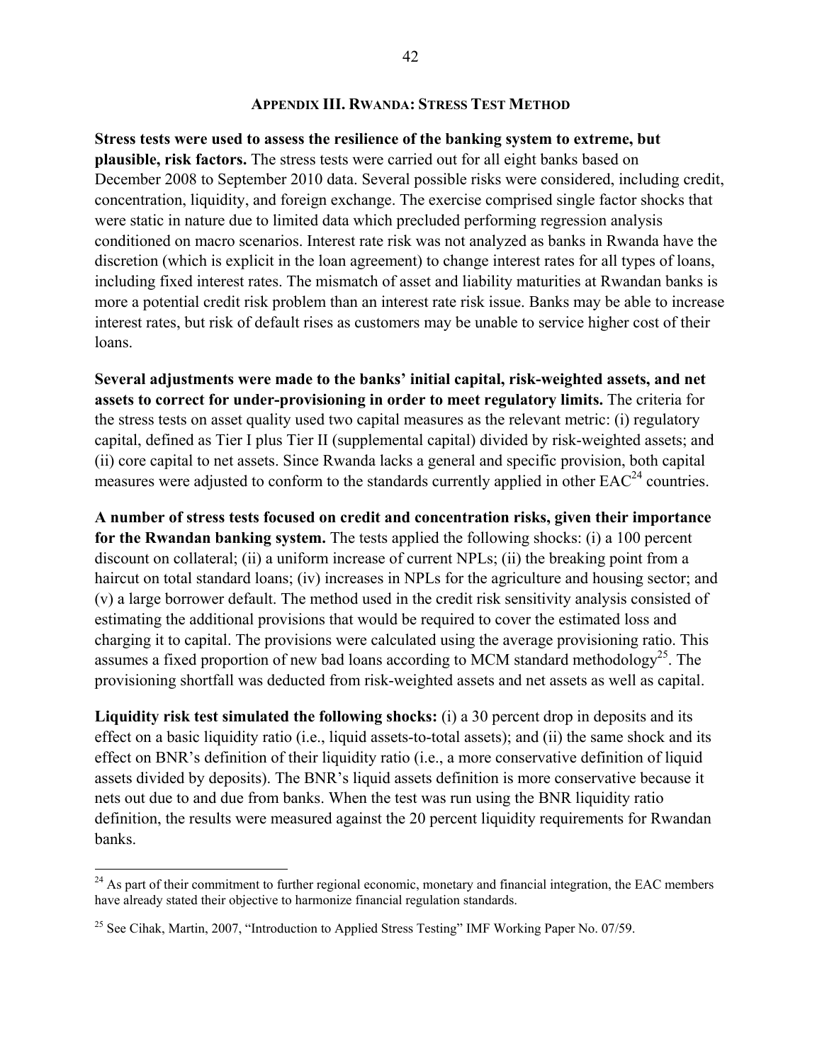## Appendix III. Rwanda: Stress Test Method

**Stress tests were used to assess the resilience of the banking system to extreme, but plausible, risk factors.** The stress tests were carried out for all eight banks based on December 2008 to September 2010 data. Several possible risks were considered, including credit, concentration, liquidity, and foreign exchange. The exercise comprised single factor shocks that were static in nature due to limited data which precluded performing regression analysis conditioned on macro scenarios. Interest rate risk was not analyzed as banks in Rwanda have the discretion (which is explicit in the loan agreement) to change interest rates for all types of loans, including fixed interest rates. The mismatch of asset and liability maturities at Rwandan banks is more a potential credit risk problem than an interest rate risk issue. Banks may be able to increase interest rates, but risk of default rises as customers may be unable to service higher cost of their loans.

**Several adjustments were made to the banks' initial capital, risk-weighted assets, and net assets to correct for under-provisioning in order to meet regulatory limits.** The criteria for the stress tests on asset quality used two capital measures as the relevant metric: (i) regulatory capital, defined as Tier I plus Tier II (supplemental capital) divided by risk-weighted assets; and (ii) core capital to net assets. Since Rwanda lacks a general and specific provision, both capital measures were adjusted to conform to the standards currently applied in other EAC[24] countries.

**A number of stress tests focused on credit and concentration risks, given their importance for the Rwandan banking system.** The tests applied the following shocks: (i) a 100 percent discount on collateral; (ii) a uniform increase of current NPLs; (ii) the breaking point from a haircut on total standard loans; (iv) increases in NPLs for the agriculture and housing sector; and (v) a large borrower default. The method used in the credit risk sensitivity analysis consisted of estimating the additional provisions that would be required to cover the estimated loss and charging it to capital. The provisions were calculated using the average provisioning ratio. This assumes a fixed proportion of new bad loans according to MCM standard methodology[25]. The provisioning shortfall was deducted from risk-weighted assets and net assets as well as capital.

**Liquidity risk test simulated the following shocks:** (i) a 30 percent drop in deposits and its effect on a basic liquidity ratio (i.e., liquid assets-to-total assets); and (ii) the same shock and its effect on BNR's definition of their liquidity ratio (i.e., a more conservative definition of liquid assets divided by deposits). The BNR's liquid assets definition is more conservative because it nets out due to and due from banks. When the test was run using the BNR liquidity ratio definition, the results were measured against the 20 percent liquidity requirements for Rwandan banks.

---

[24] As part of their commitment to further regional economic, monetary and financial integration, the EAC members have already stated their objective to harmonize financial regulation standards.

[25] See Cihak, Martin, 2007, "Introduction to Applied Stress Testing" IMF Working Paper No. 07/59.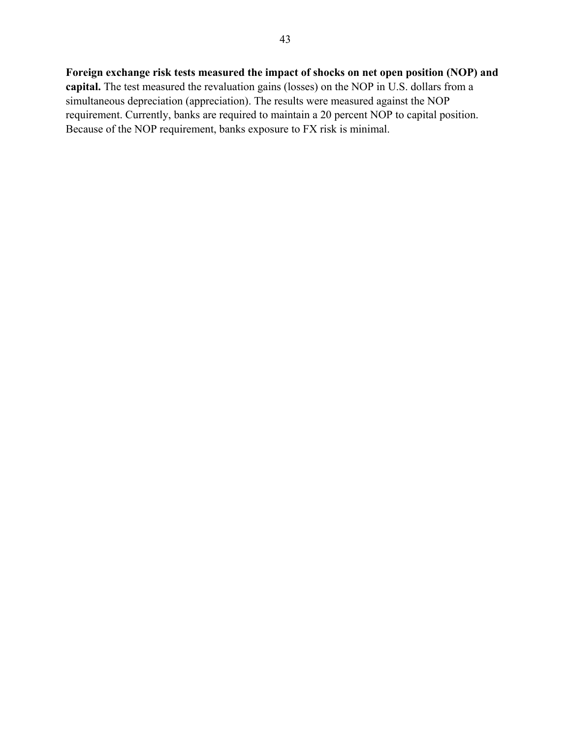**Foreign exchange risk tests measured the impact of shocks on net open position (NOP) and capital.** The test measured the revaluation gains (losses) on the NOP in U.S. dollars from a simultaneous depreciation (appreciation). The results were measured against the NOP requirement. Currently, banks are required to maintain a 20 percent NOP to capital position. Because of the NOP requirement, banks exposure to FX risk is minimal.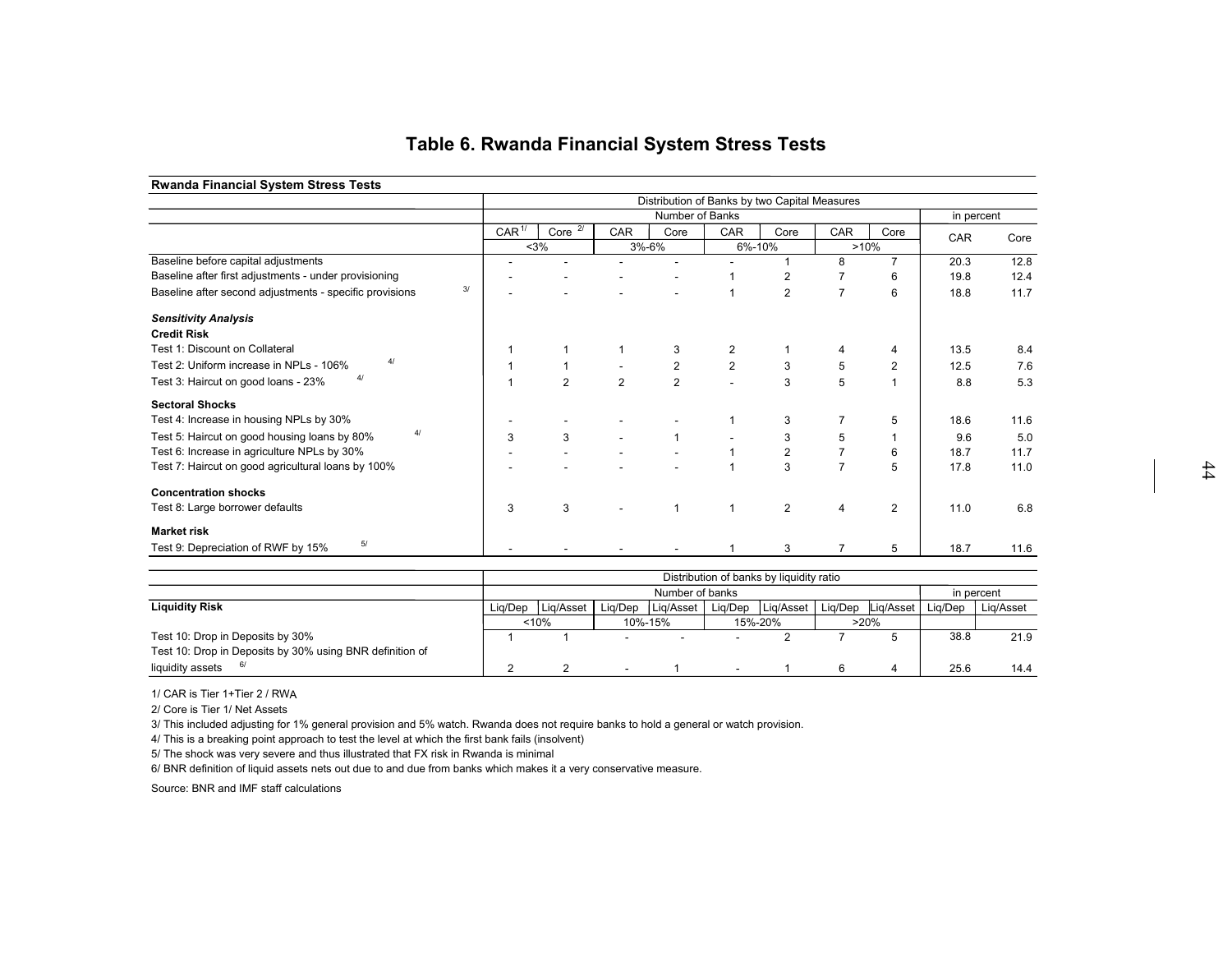# Table 6. Rwanda Financial System Stress Tests

| Rwanda Financial System Stress Tests | Distribution of Banks by two Capital Measures | | | | | | | | | |
|---|---|---|---|---|---|---|---|---|---|---|
| | Number of Banks | | | | | | | | in percent | |
| | CAR [1/] | Core [2/] | CAR | Core | CAR | Core | CAR | Core | CAR | Core |
| | <3% | | 3%-6% | | 6%-10% | | >10% | | | |
| Baseline before capital adjustments | - | - | - | - | - | 1 | 8 | 7 | 20.3 | 12.8 |
| Baseline after first adjustments - under provisioning | - | - | - | - | 1 | 2 | 7 | 6 | 19.8 | 12.4 |
| Baseline after second adjustments - specific provisions [3/] | - | - | - | - | 1 | 2 | 7 | 6 | 18.8 | 11.7 |
| ***Sensitivity Analysis*** | | | | | | | | | | |
| **Credit Risk** | | | | | | | | | | |
| Test 1: Discount on Collateral | 1 | 1 | 1 | 3 | 2 | 1 | 4 | 4 | 13.5 | 8.4 |
| Test 2: Uniform increase in NPLs - 106% [4/] | 1 | 1 | - | 2 | 2 | 3 | 5 | 2 | 12.5 | 7.6 |
| Test 3: Haircut on good loans - 23% [4/] | 1 | 2 | 2 | 2 | - | 3 | 5 | 1 | 8.8 | 5.3 |
| **Sectoral Shocks** | | | | | | | | | | |
| Test 4: Increase in housing NPLs by 30% | - | - | - | - | 1 | 3 | 7 | 5 | 18.6 | 11.6 |
| Test 5: Haircut on good housing loans by 80% [4/] | 3 | 3 | - | 1 | - | 3 | 5 | 1 | 9.6 | 5.0 |
| Test 6: Increase in agriculture NPLs by 30% | - | - | - | - | 1 | 2 | 7 | 6 | 18.7 | 11.7 |
| Test 7: Haircut on good agricultural loans by 100% | - | - | - | - | 1 | 3 | 7 | 5 | 17.8 | 11.0 |
| **Concentration shocks** | | | | | | | | | | |
| Test 8: Large borrower defaults | 3 | 3 | - | 1 | 1 | 2 | 4 | 2 | 11.0 | 6.8 |
| **Market risk** | | | | | | | | | | |
| Test 9: Depreciation of RWF by 15% [5/] | - | - | - | - | 1 | 3 | 7 | 5 | 18.7 | 11.6 |

| | Distribution of banks by liquidity ratio | | | | | | | | | |
|---|---|---|---|---|---|---|---|---|---|---|
| | Number of banks | | | | | | | | in percent | |
| **Liquidity Risk** | Liq/Dep | Liq/Asset | Liq/Dep | Liq/Asset | Liq/Dep | Liq/Asset | Liq/Dep | Liq/Asset | Liq/Dep | Liq/Asset |
| | <10% | | 10%-15% | | 15%-20% | | >20% | | | |
| Test 10: Drop in Deposits by 30% | 1 | 1 | - | - | - | 2 | 7 | 5 | 38.8 | 21.9 |
| Test 10: Drop in Deposits by 30% using BNR definition of liquidity assets [6/] | 2 | 2 | - | 1 | - | 1 | 6 | 4 | 25.6 | 14.4 |

1/ CAR is Tier 1+Tier 2 / RWA

2/ Core is Tier 1/ Net Assets

3/ This included adjusting for 1% general provision and 5% watch. Rwanda does not require banks to hold a general or watch provision.

4/ This is a breaking point approach to test the level at which the first bank fails (insolvent)

5/ The shock was very severe and thus illustrated that FX risk in Rwanda is minimal

6/ BNR definition of liquid assets nets out due to and due from banks which makes it a very conservative measure.

Source: BNR and IMF staff calculations